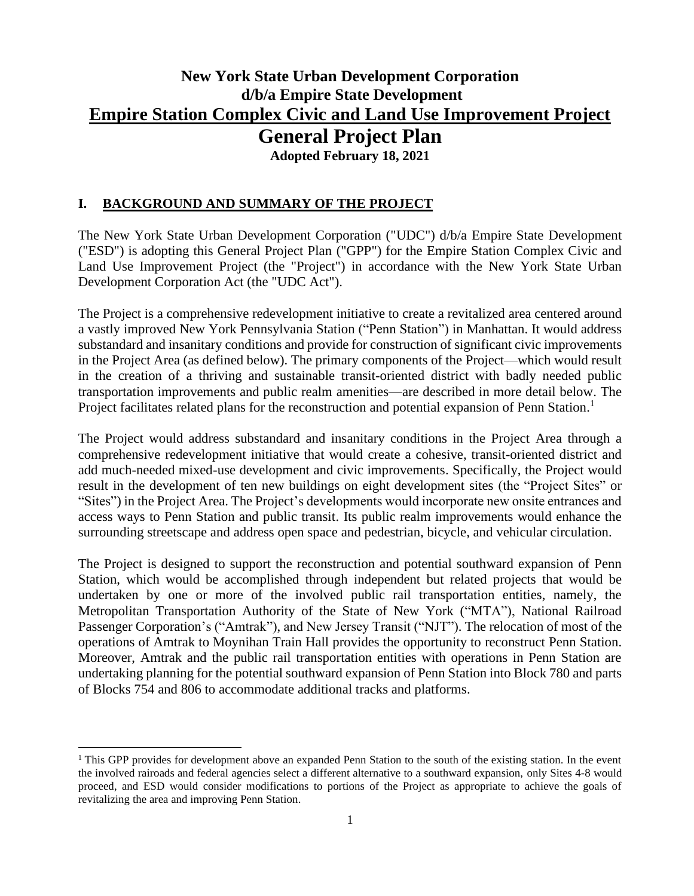# New York State Urban Development Corporation
# d/b/a Empire State Development
# Empire Station Complex Civic and Land Use Improvement Project
# General Project Plan

**Adopted February 18, 2021**

## I. BACKGROUND AND SUMMARY OF THE PROJECT

The New York State Urban Development Corporation ("UDC") d/b/a Empire State Development ("ESD") is adopting this General Project Plan ("GPP") for the Empire Station Complex Civic and Land Use Improvement Project (the "Project") in accordance with the New York State Urban Development Corporation Act (the "UDC Act").

The Project is a comprehensive redevelopment initiative to create a revitalized area centered around a vastly improved New York Pennsylvania Station ("Penn Station") in Manhattan. It would address substandard and insanitary conditions and provide for construction of significant civic improvements in the Project Area (as defined below). The primary components of the Project—which would result in the creation of a thriving and sustainable transit-oriented district with badly needed public transportation improvements and public realm amenities—are described in more detail below. The Project facilitates related plans for the reconstruction and potential expansion of Penn Station.[1]

The Project would address substandard and insanitary conditions in the Project Area through a comprehensive redevelopment initiative that would create a cohesive, transit-oriented district and add much-needed mixed-use development and civic improvements. Specifically, the Project would result in the development of ten new buildings on eight development sites (the "Project Sites" or "Sites") in the Project Area. The Project's developments would incorporate new onsite entrances and access ways to Penn Station and public transit. Its public realm improvements would enhance the surrounding streetscape and address open space and pedestrian, bicycle, and vehicular circulation.

The Project is designed to support the reconstruction and potential southward expansion of Penn Station, which would be accomplished through independent but related projects that would be undertaken by one or more of the involved public rail transportation entities, namely, the Metropolitan Transportation Authority of the State of New York ("MTA"), National Railroad Passenger Corporation's ("Amtrak"), and New Jersey Transit ("NJT"). The relocation of most of the operations of Amtrak to Moynihan Train Hall provides the opportunity to reconstruct Penn Station. Moreover, Amtrak and the public rail transportation entities with operations in Penn Station are undertaking planning for the potential southward expansion of Penn Station into Block 780 and parts of Blocks 754 and 806 to accommodate additional tracks and platforms.

[1] This GPP provides for development above an expanded Penn Station to the south of the existing station. In the event the involved rairoads and federal agencies select a different alternative to a southward expansion, only Sites 4-8 would proceed, and ESD would consider modifications to portions of the Project as appropriate to achieve the goals of revitalizing the area and improving Penn Station.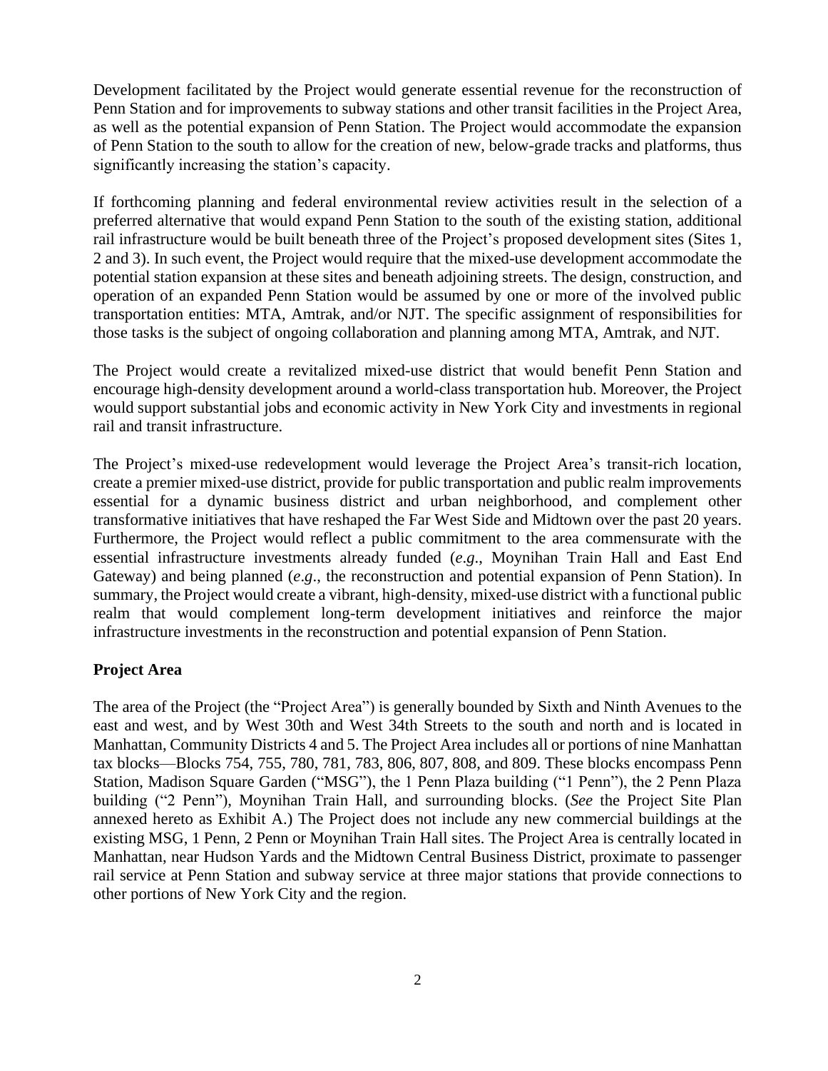Development facilitated by the Project would generate essential revenue for the reconstruction of Penn Station and for improvements to subway stations and other transit facilities in the Project Area, as well as the potential expansion of Penn Station. The Project would accommodate the expansion of Penn Station to the south to allow for the creation of new, below-grade tracks and platforms, thus significantly increasing the station's capacity.

If forthcoming planning and federal environmental review activities result in the selection of a preferred alternative that would expand Penn Station to the south of the existing station, additional rail infrastructure would be built beneath three of the Project's proposed development sites (Sites 1, 2 and 3). In such event, the Project would require that the mixed-use development accommodate the potential station expansion at these sites and beneath adjoining streets. The design, construction, and operation of an expanded Penn Station would be assumed by one or more of the involved public transportation entities: MTA, Amtrak, and/or NJT. The specific assignment of responsibilities for those tasks is the subject of ongoing collaboration and planning among MTA, Amtrak, and NJT.

The Project would create a revitalized mixed-use district that would benefit Penn Station and encourage high-density development around a world-class transportation hub. Moreover, the Project would support substantial jobs and economic activity in New York City and investments in regional rail and transit infrastructure.

The Project's mixed-use redevelopment would leverage the Project Area's transit-rich location, create a premier mixed-use district, provide for public transportation and public realm improvements essential for a dynamic business district and urban neighborhood, and complement other transformative initiatives that have reshaped the Far West Side and Midtown over the past 20 years. Furthermore, the Project would reflect a public commitment to the area commensurate with the essential infrastructure investments already funded (*e.g*., Moynihan Train Hall and East End Gateway) and being planned (*e.g*., the reconstruction and potential expansion of Penn Station). In summary, the Project would create a vibrant, high-density, mixed-use district with a functional public realm that would complement long-term development initiatives and reinforce the major infrastructure investments in the reconstruction and potential expansion of Penn Station.

**Project Area**

The area of the Project (the "Project Area") is generally bounded by Sixth and Ninth Avenues to the east and west, and by West 30th and West 34th Streets to the south and north and is located in Manhattan, Community Districts 4 and 5. The Project Area includes all or portions of nine Manhattan tax blocks—Blocks 754, 755, 780, 781, 783, 806, 807, 808, and 809. These blocks encompass Penn Station, Madison Square Garden ("MSG"), the 1 Penn Plaza building ("1 Penn"), the 2 Penn Plaza building ("2 Penn"), Moynihan Train Hall, and surrounding blocks. (*See* the Project Site Plan annexed hereto as Exhibit A.) The Project does not include any new commercial buildings at the existing MSG, 1 Penn, 2 Penn or Moynihan Train Hall sites. The Project Area is centrally located in Manhattan, near Hudson Yards and the Midtown Central Business District, proximate to passenger rail service at Penn Station and subway service at three major stations that provide connections to other portions of New York City and the region.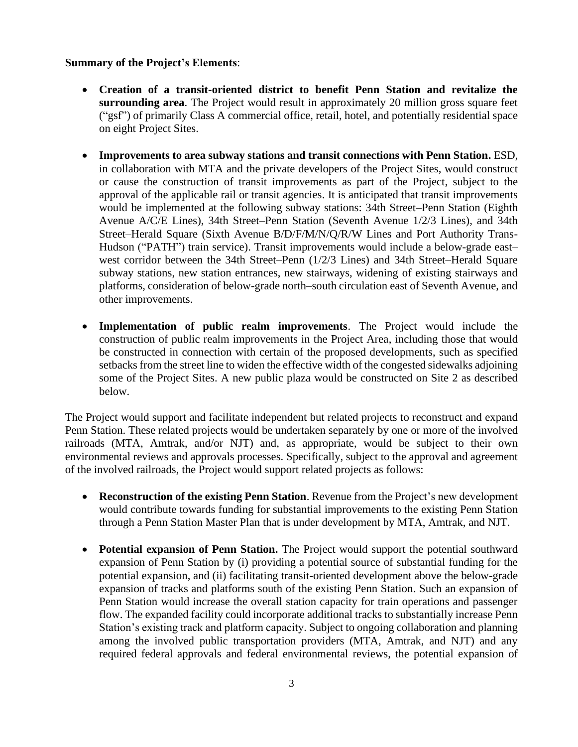**Summary of the Project's Elements**:

- **Creation of a transit-oriented district to benefit Penn Station and revitalize the surrounding area**. The Project would result in approximately 20 million gross square feet ("gsf") of primarily Class A commercial office, retail, hotel, and potentially residential space on eight Project Sites.

- **Improvements to area subway stations and transit connections with Penn Station.** ESD, in collaboration with MTA and the private developers of the Project Sites, would construct or cause the construction of transit improvements as part of the Project, subject to the approval of the applicable rail or transit agencies. It is anticipated that transit improvements would be implemented at the following subway stations: 34th Street–Penn Station (Eighth Avenue A/C/E Lines), 34th Street–Penn Station (Seventh Avenue 1/2/3 Lines), and 34th Street–Herald Square (Sixth Avenue B/D/F/M/N/Q/R/W Lines and Port Authority Trans-Hudson ("PATH") train service). Transit improvements would include a below-grade east–west corridor between the 34th Street–Penn (1/2/3 Lines) and 34th Street–Herald Square subway stations, new station entrances, new stairways, widening of existing stairways and platforms, consideration of below-grade north–south circulation east of Seventh Avenue, and other improvements.

- **Implementation of public realm improvements**. The Project would include the construction of public realm improvements in the Project Area, including those that would be constructed in connection with certain of the proposed developments, such as specified setbacks from the street line to widen the effective width of the congested sidewalks adjoining some of the Project Sites. A new public plaza would be constructed on Site 2 as described below.

The Project would support and facilitate independent but related projects to reconstruct and expand Penn Station. These related projects would be undertaken separately by one or more of the involved railroads (MTA, Amtrak, and/or NJT) and, as appropriate, would be subject to their own environmental reviews and approvals processes. Specifically, subject to the approval and agreement of the involved railroads, the Project would support related projects as follows:

- **Reconstruction of the existing Penn Station**. Revenue from the Project's new development would contribute towards funding for substantial improvements to the existing Penn Station through a Penn Station Master Plan that is under development by MTA, Amtrak, and NJT.

- **Potential expansion of Penn Station.** The Project would support the potential southward expansion of Penn Station by (i) providing a potential source of substantial funding for the potential expansion, and (ii) facilitating transit-oriented development above the below-grade expansion of tracks and platforms south of the existing Penn Station. Such an expansion of Penn Station would increase the overall station capacity for train operations and passenger flow. The expanded facility could incorporate additional tracks to substantially increase Penn Station's existing track and platform capacity. Subject to ongoing collaboration and planning among the involved public transportation providers (MTA, Amtrak, and NJT) and any required federal approvals and federal environmental reviews, the potential expansion of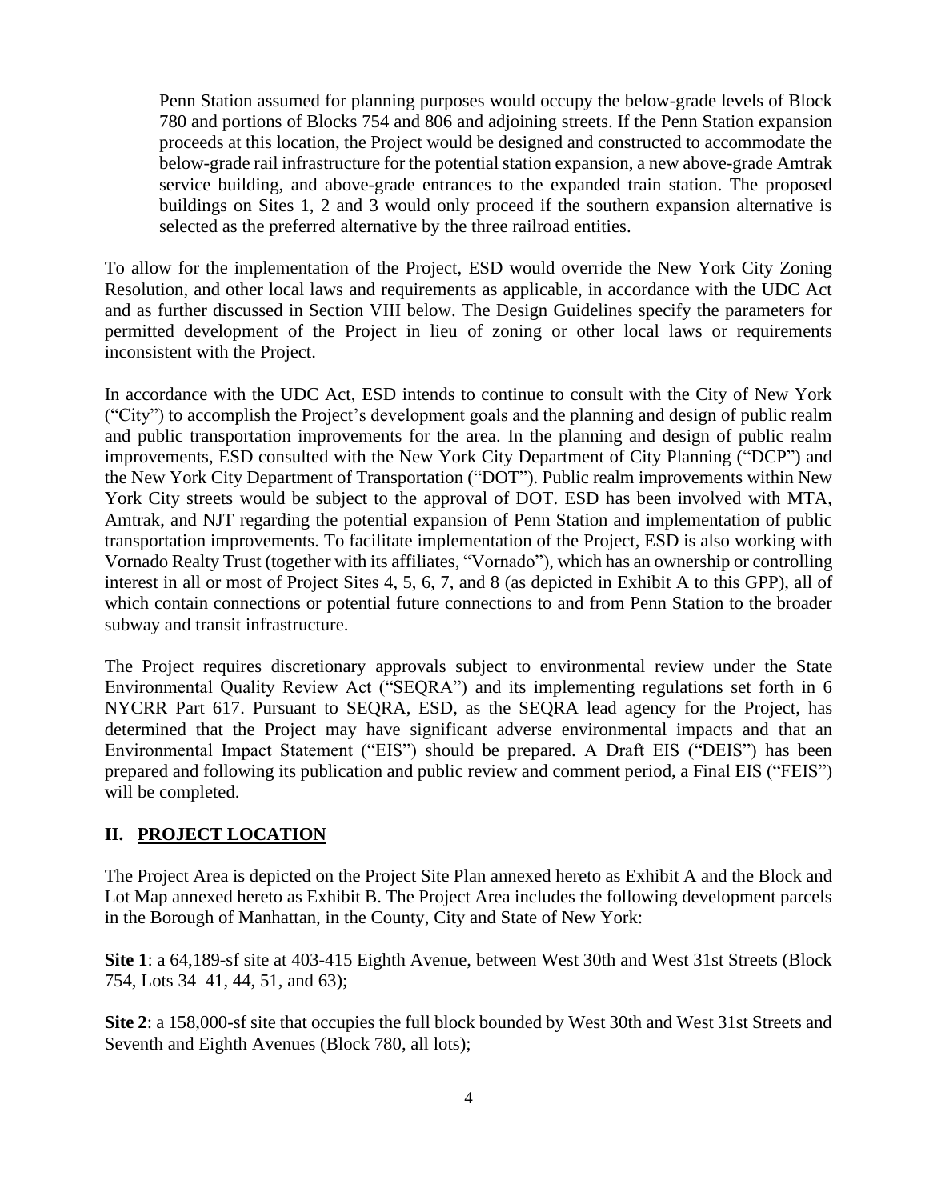Penn Station assumed for planning purposes would occupy the below-grade levels of Block 780 and portions of Blocks 754 and 806 and adjoining streets. If the Penn Station expansion proceeds at this location, the Project would be designed and constructed to accommodate the below-grade rail infrastructure for the potential station expansion, a new above-grade Amtrak service building, and above-grade entrances to the expanded train station. The proposed buildings on Sites 1, 2 and 3 would only proceed if the southern expansion alternative is selected as the preferred alternative by the three railroad entities.

To allow for the implementation of the Project, ESD would override the New York City Zoning Resolution, and other local laws and requirements as applicable, in accordance with the UDC Act and as further discussed in Section VIII below. The Design Guidelines specify the parameters for permitted development of the Project in lieu of zoning or other local laws or requirements inconsistent with the Project.

In accordance with the UDC Act, ESD intends to continue to consult with the City of New York ("City") to accomplish the Project's development goals and the planning and design of public realm and public transportation improvements for the area. In the planning and design of public realm improvements, ESD consulted with the New York City Department of City Planning ("DCP") and the New York City Department of Transportation ("DOT"). Public realm improvements within New York City streets would be subject to the approval of DOT. ESD has been involved with MTA, Amtrak, and NJT regarding the potential expansion of Penn Station and implementation of public transportation improvements. To facilitate implementation of the Project, ESD is also working with Vornado Realty Trust (together with its affiliates, "Vornado"), which has an ownership or controlling interest in all or most of Project Sites 4, 5, 6, 7, and 8 (as depicted in Exhibit A to this GPP), all of which contain connections or potential future connections to and from Penn Station to the broader subway and transit infrastructure.

The Project requires discretionary approvals subject to environmental review under the State Environmental Quality Review Act ("SEQRA") and its implementing regulations set forth in 6 NYCRR Part 617. Pursuant to SEQRA, ESD, as the SEQRA lead agency for the Project, has determined that the Project may have significant adverse environmental impacts and that an Environmental Impact Statement ("EIS") should be prepared. A Draft EIS ("DEIS") has been prepared and following its publication and public review and comment period, a Final EIS ("FEIS") will be completed.

## II. PROJECT LOCATION

The Project Area is depicted on the Project Site Plan annexed hereto as Exhibit A and the Block and Lot Map annexed hereto as Exhibit B. The Project Area includes the following development parcels in the Borough of Manhattan, in the County, City and State of New York:

**Site 1**: a 64,189-sf site at 403-415 Eighth Avenue, between West 30th and West 31st Streets (Block 754, Lots 34–41, 44, 51, and 63);

**Site 2**: a 158,000-sf site that occupies the full block bounded by West 30th and West 31st Streets and Seventh and Eighth Avenues (Block 780, all lots);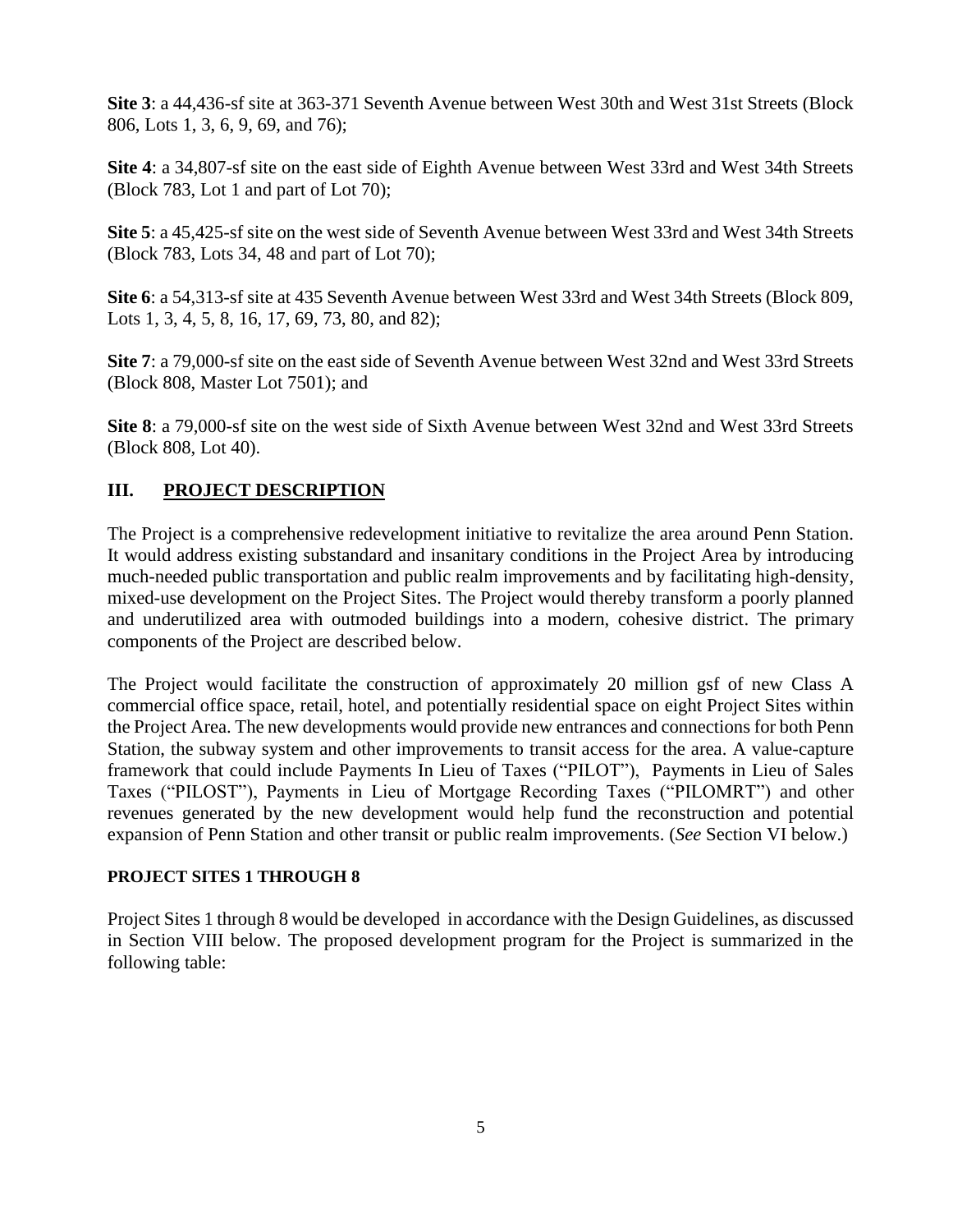**Site 3**: a 44,436-sf site at 363-371 Seventh Avenue between West 30th and West 31st Streets (Block 806, Lots 1, 3, 6, 9, 69, and 76);

**Site 4**: a 34,807-sf site on the east side of Eighth Avenue between West 33rd and West 34th Streets (Block 783, Lot 1 and part of Lot 70);

**Site 5**: a 45,425-sf site on the west side of Seventh Avenue between West 33rd and West 34th Streets (Block 783, Lots 34, 48 and part of Lot 70);

**Site 6**: a 54,313-sf site at 435 Seventh Avenue between West 33rd and West 34th Streets (Block 809, Lots 1, 3, 4, 5, 8, 16, 17, 69, 73, 80, and 82);

**Site 7**: a 79,000-sf site on the east side of Seventh Avenue between West 32nd and West 33rd Streets (Block 808, Master Lot 7501); and

**Site 8**: a 79,000-sf site on the west side of Sixth Avenue between West 32nd and West 33rd Streets (Block 808, Lot 40).

## III. PROJECT DESCRIPTION

The Project is a comprehensive redevelopment initiative to revitalize the area around Penn Station. It would address existing substandard and insanitary conditions in the Project Area by introducing much-needed public transportation and public realm improvements and by facilitating high-density, mixed-use development on the Project Sites. The Project would thereby transform a poorly planned and underutilized area with outmoded buildings into a modern, cohesive district. The primary components of the Project are described below.

The Project would facilitate the construction of approximately 20 million gsf of new Class A commercial office space, retail, hotel, and potentially residential space on eight Project Sites within the Project Area. The new developments would provide new entrances and connections for both Penn Station, the subway system and other improvements to transit access for the area. A value-capture framework that could include Payments In Lieu of Taxes ("PILOT"), Payments in Lieu of Sales Taxes ("PILOST"), Payments in Lieu of Mortgage Recording Taxes ("PILOMRT") and other revenues generated by the new development would help fund the reconstruction and potential expansion of Penn Station and other transit or public realm improvements. (*See* Section VI below.)

### PROJECT SITES 1 THROUGH 8

Project Sites 1 through 8 would be developed in accordance with the Design Guidelines, as discussed in Section VIII below. The proposed development program for the Project is summarized in the following table: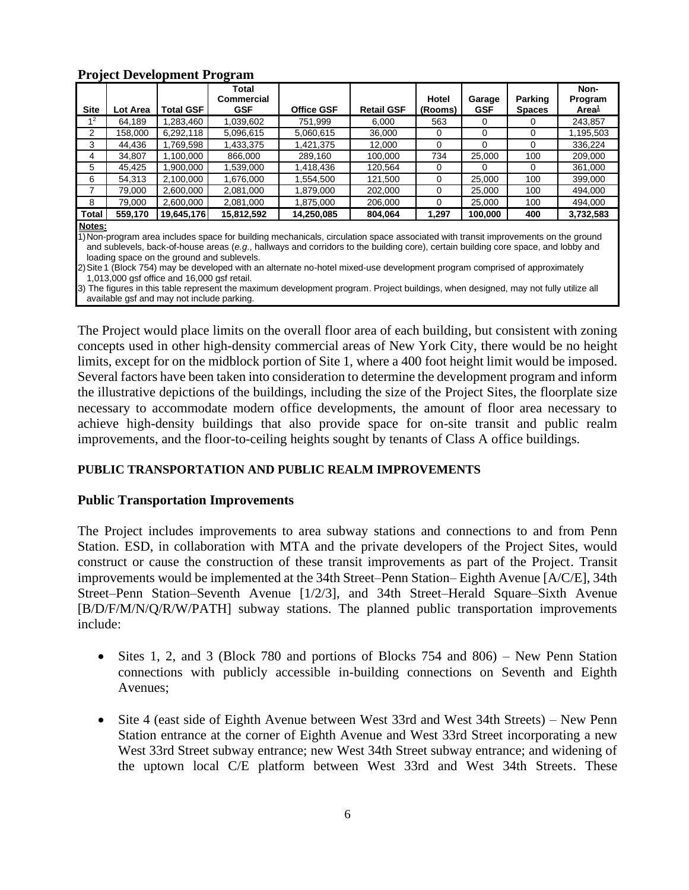**Project Development Program**

| Site | Lot Area | Total GSF | Total Commercial GSF | Office GSF | Retail GSF | Hotel (Rooms) | Garage GSF | Parking Spaces | Non-Program Area[1] |
|---|---|---|---|---|---|---|---|---|---|
| 1[2] | 64,189 | 1,283,460 | 1,039,602 | 751,999 | 6,000 | 563 | 0 | 0 | 243,857 |
| 2 | 158,000 | 6,292,118 | 5,096,615 | 5,060,615 | 36,000 | 0 | 0 | 0 | 1,195,503 |
| 3 | 44,436 | 1,769,598 | 1,433,375 | 1,421,375 | 12,000 | 0 | 0 | 0 | 336,224 |
| 4 | 34,807 | 1,100,000 | 866,000 | 289,160 | 100,000 | 734 | 25,000 | 100 | 209,000 |
| 5 | 45,425 | 1,900,000 | 1,539,000 | 1,418,436 | 120,564 | 0 | 0 | 0 | 361,000 |
| 6 | 54,313 | 2,100,000 | 1,676,000 | 1,554,500 | 121,500 | 0 | 25,000 | 100 | 399,000 |
| 7 | 79,000 | 2,600,000 | 2,081,000 | 1,879,000 | 202,000 | 0 | 25,000 | 100 | 494,000 |
| 8 | 79,000 | 2,600,000 | 2,081,000 | 1,875,000 | 206,000 | 0 | 25,000 | 100 | 494,000 |
| **Total** | **559,170** | **19,645,176** | **15,812,592** | **14,250,085** | **804,064** | **1,297** | **100,000** | **400** | **3,732,583** |

**Notes:**

1) Non-program area includes space for building mechanicals, circulation space associated with transit improvements on the ground and sublevels, back-of-house areas (*e.g.*, hallways and corridors to the building core), certain building core space, and lobby and loading space on the ground and sublevels.

2) Site 1 (Block 754) may be developed with an alternate no-hotel mixed-use development program comprised of approximately 1,013,000 gsf office and 16,000 gsf retail.

3) The figures in this table represent the maximum development program. Project buildings, when designed, may not fully utilize all available gsf and may not include parking.

The Project would place limits on the overall floor area of each building, but consistent with zoning concepts used in other high-density commercial areas of New York City, there would be no height limits, except for on the midblock portion of Site 1, where a 400 foot height limit would be imposed. Several factors have been taken into consideration to determine the development program and inform the illustrative depictions of the buildings, including the size of the Project Sites, the floorplate size necessary to accommodate modern office developments, the amount of floor area necessary to achieve high-density buildings that also provide space for on-site transit and public realm improvements, and the floor-to-ceiling heights sought by tenants of Class A office buildings.

## PUBLIC TRANSPORTATION AND PUBLIC REALM IMPROVEMENTS

### Public Transportation Improvements

The Project includes improvements to area subway stations and connections to and from Penn Station. ESD, in collaboration with MTA and the private developers of the Project Sites, would construct or cause the construction of these transit improvements as part of the Project. Transit improvements would be implemented at the 34th Street–Penn Station– Eighth Avenue [A/C/E], 34th Street–Penn Station–Seventh Avenue [1/2/3], and 34th Street–Herald Square–Sixth Avenue [B/D/F/M/N/Q/R/W/PATH] subway stations. The planned public transportation improvements include:

- Sites 1, 2, and 3 (Block 780 and portions of Blocks 754 and 806) – New Penn Station connections with publicly accessible in-building connections on Seventh and Eighth Avenues;

- Site 4 (east side of Eighth Avenue between West 33rd and West 34th Streets) – New Penn Station entrance at the corner of Eighth Avenue and West 33rd Street incorporating a new West 33rd Street subway entrance; new West 34th Street subway entrance; and widening of the uptown local C/E platform between West 33rd and West 34th Streets. These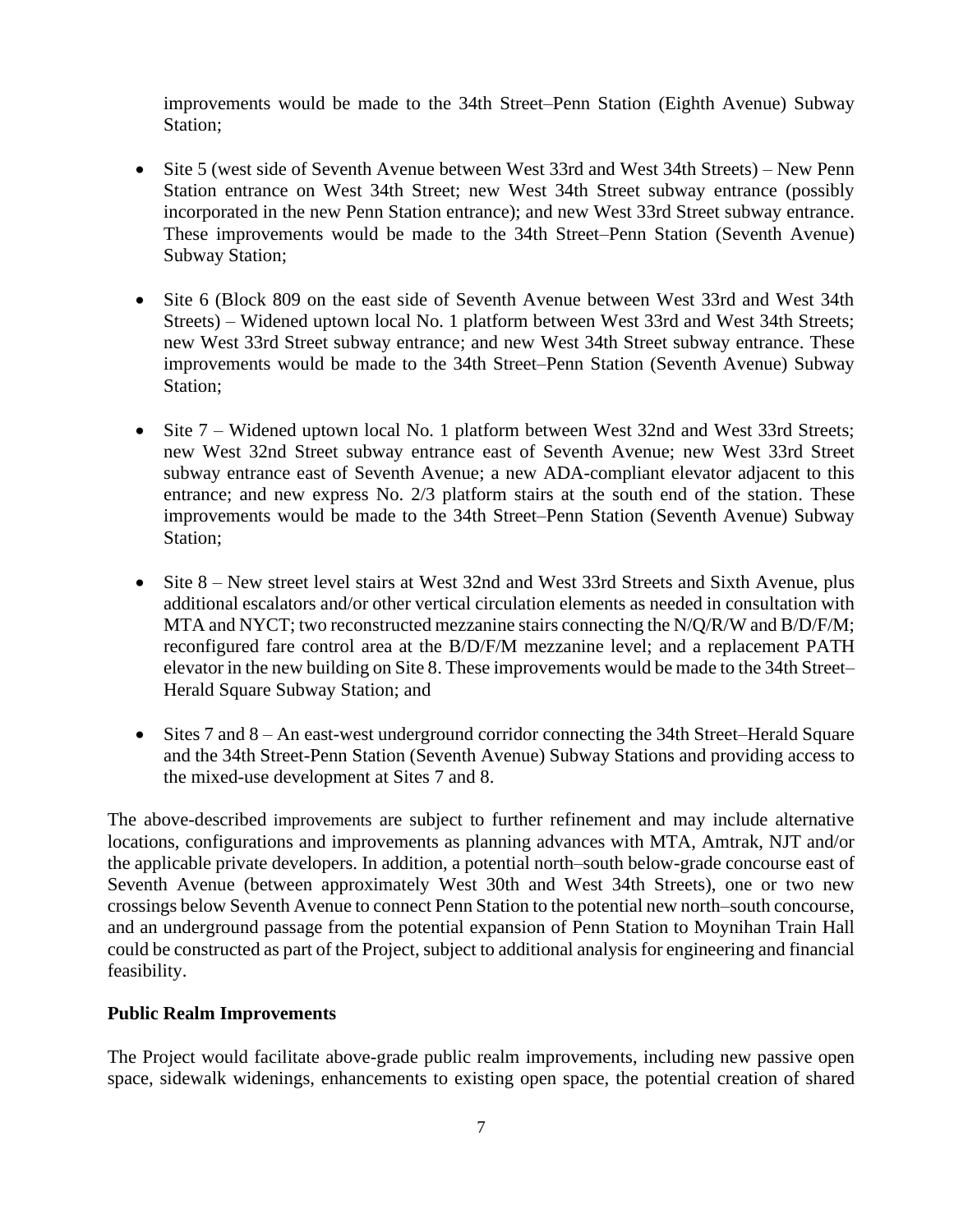improvements would be made to the 34th Street–Penn Station (Eighth Avenue) Subway Station;

- Site 5 (west side of Seventh Avenue between West 33rd and West 34th Streets) – New Penn Station entrance on West 34th Street; new West 34th Street subway entrance (possibly incorporated in the new Penn Station entrance); and new West 33rd Street subway entrance. These improvements would be made to the 34th Street–Penn Station (Seventh Avenue) Subway Station;
- Site 6 (Block 809 on the east side of Seventh Avenue between West 33rd and West 34th Streets) – Widened uptown local No. 1 platform between West 33rd and West 34th Streets; new West 33rd Street subway entrance; and new West 34th Street subway entrance. These improvements would be made to the 34th Street–Penn Station (Seventh Avenue) Subway Station;
- Site 7 – Widened uptown local No. 1 platform between West 32nd and West 33rd Streets; new West 32nd Street subway entrance east of Seventh Avenue; new West 33rd Street subway entrance east of Seventh Avenue; a new ADA-compliant elevator adjacent to this entrance; and new express No. 2/3 platform stairs at the south end of the station. These improvements would be made to the 34th Street–Penn Station (Seventh Avenue) Subway Station;
- Site 8 – New street level stairs at West 32nd and West 33rd Streets and Sixth Avenue, plus additional escalators and/or other vertical circulation elements as needed in consultation with MTA and NYCT; two reconstructed mezzanine stairs connecting the N/Q/R/W and B/D/F/M; reconfigured fare control area at the B/D/F/M mezzanine level; and a replacement PATH elevator in the new building on Site 8. These improvements would be made to the 34th Street–Herald Square Subway Station; and
- Sites 7 and 8 – An east-west underground corridor connecting the 34th Street–Herald Square and the 34th Street-Penn Station (Seventh Avenue) Subway Stations and providing access to the mixed-use development at Sites 7 and 8.

The above-described improvements are subject to further refinement and may include alternative locations, configurations and improvements as planning advances with MTA, Amtrak, NJT and/or the applicable private developers. In addition, a potential north–south below-grade concourse east of Seventh Avenue (between approximately West 30th and West 34th Streets), one or two new crossings below Seventh Avenue to connect Penn Station to the potential new north–south concourse, and an underground passage from the potential expansion of Penn Station to Moynihan Train Hall could be constructed as part of the Project, subject to additional analysis for engineering and financial feasibility.

**Public Realm Improvements**

The Project would facilitate above-grade public realm improvements, including new passive open space, sidewalk widenings, enhancements to existing open space, the potential creation of shared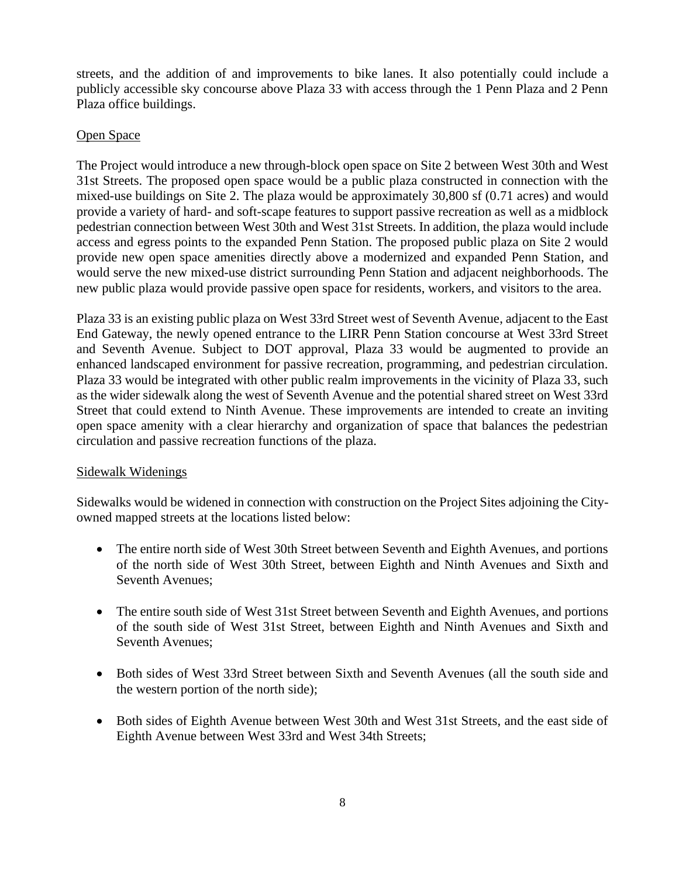streets, and the addition of and improvements to bike lanes. It also potentially could include a publicly accessible sky concourse above Plaza 33 with access through the 1 Penn Plaza and 2 Penn Plaza office buildings.

<u>Open Space</u>

The Project would introduce a new through-block open space on Site 2 between West 30th and West 31st Streets. The proposed open space would be a public plaza constructed in connection with the mixed-use buildings on Site 2. The plaza would be approximately 30,800 sf (0.71 acres) and would provide a variety of hard- and soft-scape features to support passive recreation as well as a midblock pedestrian connection between West 30th and West 31st Streets. In addition, the plaza would include access and egress points to the expanded Penn Station. The proposed public plaza on Site 2 would provide new open space amenities directly above a modernized and expanded Penn Station, and would serve the new mixed-use district surrounding Penn Station and adjacent neighborhoods. The new public plaza would provide passive open space for residents, workers, and visitors to the area.

Plaza 33 is an existing public plaza on West 33rd Street west of Seventh Avenue, adjacent to the East End Gateway, the newly opened entrance to the LIRR Penn Station concourse at West 33rd Street and Seventh Avenue. Subject to DOT approval, Plaza 33 would be augmented to provide an enhanced landscaped environment for passive recreation, programming, and pedestrian circulation. Plaza 33 would be integrated with other public realm improvements in the vicinity of Plaza 33, such as the wider sidewalk along the west of Seventh Avenue and the potential shared street on West 33rd Street that could extend to Ninth Avenue. These improvements are intended to create an inviting open space amenity with a clear hierarchy and organization of space that balances the pedestrian circulation and passive recreation functions of the plaza.

<u>Sidewalk Widenings</u>

Sidewalks would be widened in connection with construction on the Project Sites adjoining the City-owned mapped streets at the locations listed below:

- The entire north side of West 30th Street between Seventh and Eighth Avenues, and portions of the north side of West 30th Street, between Eighth and Ninth Avenues and Sixth and Seventh Avenues;

- The entire south side of West 31st Street between Seventh and Eighth Avenues, and portions of the south side of West 31st Street, between Eighth and Ninth Avenues and Sixth and Seventh Avenues;

- Both sides of West 33rd Street between Sixth and Seventh Avenues (all the south side and the western portion of the north side);

- Both sides of Eighth Avenue between West 30th and West 31st Streets, and the east side of Eighth Avenue between West 33rd and West 34th Streets;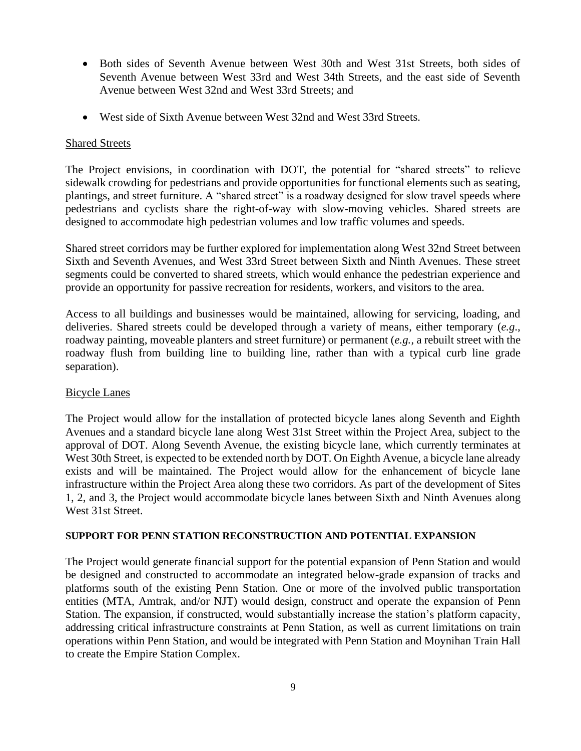- Both sides of Seventh Avenue between West 30th and West 31st Streets, both sides of Seventh Avenue between West 33rd and West 34th Streets, and the east side of Seventh Avenue between West 32nd and West 33rd Streets; and
- West side of Sixth Avenue between West 32nd and West 33rd Streets.

<u>Shared Streets</u>

The Project envisions, in coordination with DOT, the potential for "shared streets" to relieve sidewalk crowding for pedestrians and provide opportunities for functional elements such as seating, plantings, and street furniture. A "shared street" is a roadway designed for slow travel speeds where pedestrians and cyclists share the right-of-way with slow-moving vehicles. Shared streets are designed to accommodate high pedestrian volumes and low traffic volumes and speeds.

Shared street corridors may be further explored for implementation along West 32nd Street between Sixth and Seventh Avenues, and West 33rd Street between Sixth and Ninth Avenues. These street segments could be converted to shared streets, which would enhance the pedestrian experience and provide an opportunity for passive recreation for residents, workers, and visitors to the area.

Access to all buildings and businesses would be maintained, allowing for servicing, loading, and deliveries. Shared streets could be developed through a variety of means, either temporary (*e.g*., roadway painting, moveable planters and street furniture) or permanent (*e.g.*, a rebuilt street with the roadway flush from building line to building line, rather than with a typical curb line grade separation).

<u>Bicycle Lanes</u>

The Project would allow for the installation of protected bicycle lanes along Seventh and Eighth Avenues and a standard bicycle lane along West 31st Street within the Project Area, subject to the approval of DOT. Along Seventh Avenue, the existing bicycle lane, which currently terminates at West 30th Street, is expected to be extended north by DOT. On Eighth Avenue, a bicycle lane already exists and will be maintained. The Project would allow for the enhancement of bicycle lane infrastructure within the Project Area along these two corridors. As part of the development of Sites 1, 2, and 3, the Project would accommodate bicycle lanes between Sixth and Ninth Avenues along West 31st Street.

**SUPPORT FOR PENN STATION RECONSTRUCTION AND POTENTIAL EXPANSION**

The Project would generate financial support for the potential expansion of Penn Station and would be designed and constructed to accommodate an integrated below-grade expansion of tracks and platforms south of the existing Penn Station. One or more of the involved public transportation entities (MTA, Amtrak, and/or NJT) would design, construct and operate the expansion of Penn Station. The expansion, if constructed, would substantially increase the station's platform capacity, addressing critical infrastructure constraints at Penn Station, as well as current limitations on train operations within Penn Station, and would be integrated with Penn Station and Moynihan Train Hall to create the Empire Station Complex.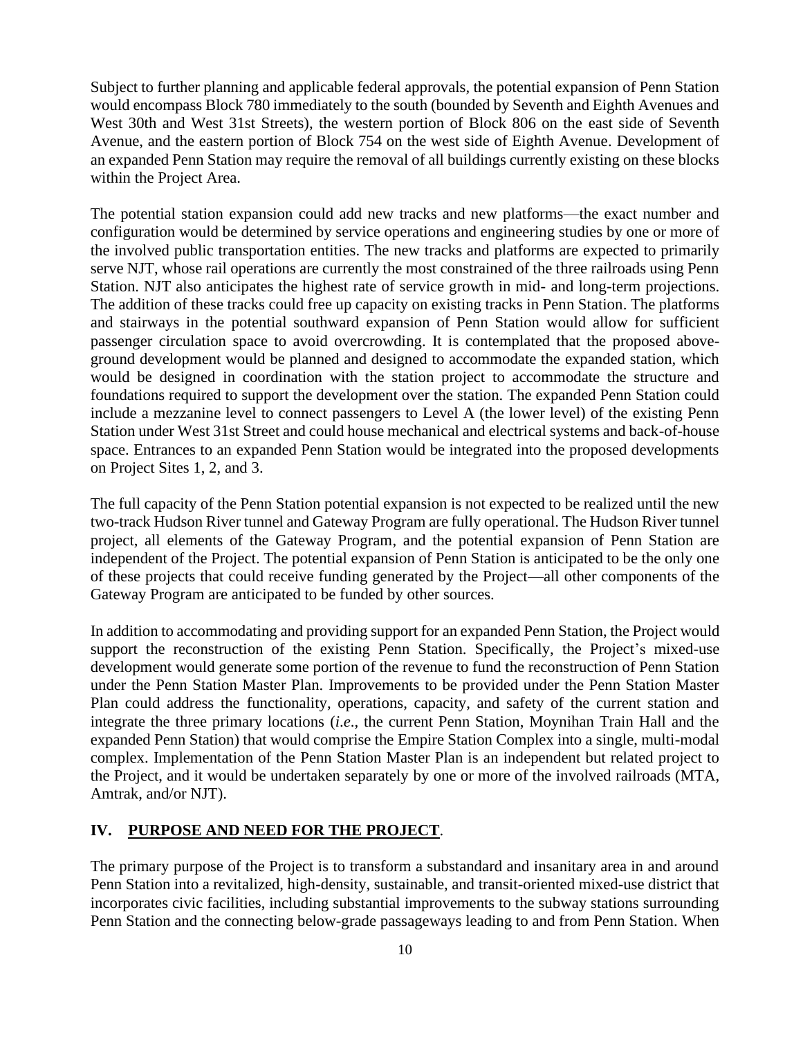Subject to further planning and applicable federal approvals, the potential expansion of Penn Station would encompass Block 780 immediately to the south (bounded by Seventh and Eighth Avenues and West 30th and West 31st Streets), the western portion of Block 806 on the east side of Seventh Avenue, and the eastern portion of Block 754 on the west side of Eighth Avenue. Development of an expanded Penn Station may require the removal of all buildings currently existing on these blocks within the Project Area.

The potential station expansion could add new tracks and new platforms—the exact number and configuration would be determined by service operations and engineering studies by one or more of the involved public transportation entities. The new tracks and platforms are expected to primarily serve NJT, whose rail operations are currently the most constrained of the three railroads using Penn Station. NJT also anticipates the highest rate of service growth in mid- and long-term projections. The addition of these tracks could free up capacity on existing tracks in Penn Station. The platforms and stairways in the potential southward expansion of Penn Station would allow for sufficient passenger circulation space to avoid overcrowding. It is contemplated that the proposed above-ground development would be planned and designed to accommodate the expanded station, which would be designed in coordination with the station project to accommodate the structure and foundations required to support the development over the station. The expanded Penn Station could include a mezzanine level to connect passengers to Level A (the lower level) of the existing Penn Station under West 31st Street and could house mechanical and electrical systems and back-of-house space. Entrances to an expanded Penn Station would be integrated into the proposed developments on Project Sites 1, 2, and 3.

The full capacity of the Penn Station potential expansion is not expected to be realized until the new two-track Hudson River tunnel and Gateway Program are fully operational. The Hudson River tunnel project, all elements of the Gateway Program, and the potential expansion of Penn Station are independent of the Project. The potential expansion of Penn Station is anticipated to be the only one of these projects that could receive funding generated by the Project—all other components of the Gateway Program are anticipated to be funded by other sources.

In addition to accommodating and providing support for an expanded Penn Station, the Project would support the reconstruction of the existing Penn Station. Specifically, the Project's mixed-use development would generate some portion of the revenue to fund the reconstruction of Penn Station under the Penn Station Master Plan. Improvements to be provided under the Penn Station Master Plan could address the functionality, operations, capacity, and safety of the current station and integrate the three primary locations (*i.e*., the current Penn Station, Moynihan Train Hall and the expanded Penn Station) that would comprise the Empire Station Complex into a single, multi-modal complex. Implementation of the Penn Station Master Plan is an independent but related project to the Project, and it would be undertaken separately by one or more of the involved railroads (MTA, Amtrak, and/or NJT).

## IV. PURPOSE AND NEED FOR THE PROJECT.

The primary purpose of the Project is to transform a substandard and insanitary area in and around Penn Station into a revitalized, high-density, sustainable, and transit-oriented mixed-use district that incorporates civic facilities, including substantial improvements to the subway stations surrounding Penn Station and the connecting below-grade passageways leading to and from Penn Station. When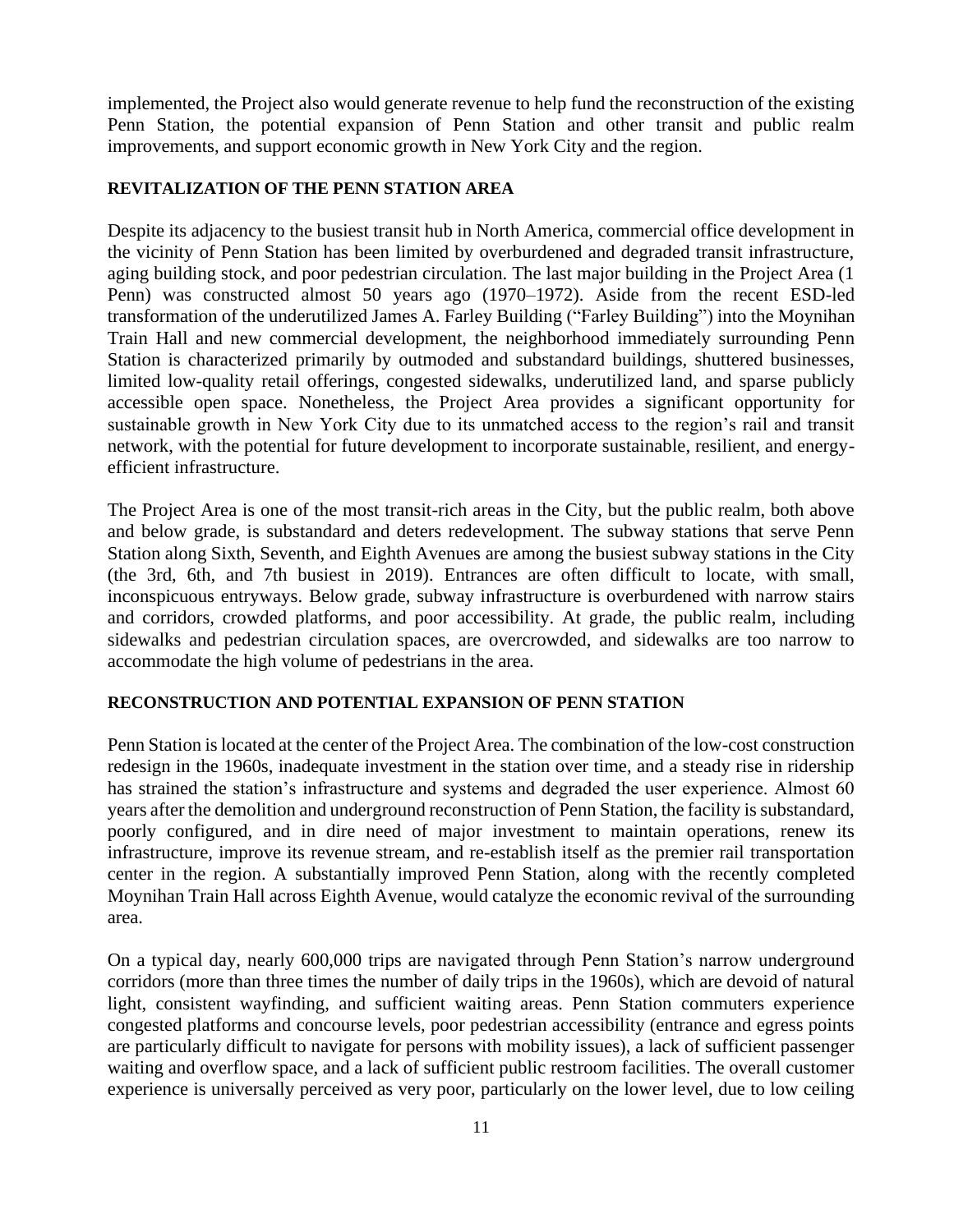implemented, the Project also would generate revenue to help fund the reconstruction of the existing Penn Station, the potential expansion of Penn Station and other transit and public realm improvements, and support economic growth in New York City and the region.

**REVITALIZATION OF THE PENN STATION AREA**

Despite its adjacency to the busiest transit hub in North America, commercial office development in the vicinity of Penn Station has been limited by overburdened and degraded transit infrastructure, aging building stock, and poor pedestrian circulation. The last major building in the Project Area (1 Penn) was constructed almost 50 years ago (1970–1972). Aside from the recent ESD-led transformation of the underutilized James A. Farley Building ("Farley Building") into the Moynihan Train Hall and new commercial development, the neighborhood immediately surrounding Penn Station is characterized primarily by outmoded and substandard buildings, shuttered businesses, limited low-quality retail offerings, congested sidewalks, underutilized land, and sparse publicly accessible open space. Nonetheless, the Project Area provides a significant opportunity for sustainable growth in New York City due to its unmatched access to the region's rail and transit network, with the potential for future development to incorporate sustainable, resilient, and energy-efficient infrastructure.

The Project Area is one of the most transit-rich areas in the City, but the public realm, both above and below grade, is substandard and deters redevelopment. The subway stations that serve Penn Station along Sixth, Seventh, and Eighth Avenues are among the busiest subway stations in the City (the 3rd, 6th, and 7th busiest in 2019). Entrances are often difficult to locate, with small, inconspicuous entryways. Below grade, subway infrastructure is overburdened with narrow stairs and corridors, crowded platforms, and poor accessibility. At grade, the public realm, including sidewalks and pedestrian circulation spaces, are overcrowded, and sidewalks are too narrow to accommodate the high volume of pedestrians in the area.

**RECONSTRUCTION AND POTENTIAL EXPANSION OF PENN STATION**

Penn Station is located at the center of the Project Area. The combination of the low-cost construction redesign in the 1960s, inadequate investment in the station over time, and a steady rise in ridership has strained the station's infrastructure and systems and degraded the user experience. Almost 60 years after the demolition and underground reconstruction of Penn Station, the facility is substandard, poorly configured, and in dire need of major investment to maintain operations, renew its infrastructure, improve its revenue stream, and re-establish itself as the premier rail transportation center in the region. A substantially improved Penn Station, along with the recently completed Moynihan Train Hall across Eighth Avenue, would catalyze the economic revival of the surrounding area.

On a typical day, nearly 600,000 trips are navigated through Penn Station's narrow underground corridors (more than three times the number of daily trips in the 1960s), which are devoid of natural light, consistent wayfinding, and sufficient waiting areas. Penn Station commuters experience congested platforms and concourse levels, poor pedestrian accessibility (entrance and egress points are particularly difficult to navigate for persons with mobility issues), a lack of sufficient passenger waiting and overflow space, and a lack of sufficient public restroom facilities. The overall customer experience is universally perceived as very poor, particularly on the lower level, due to low ceiling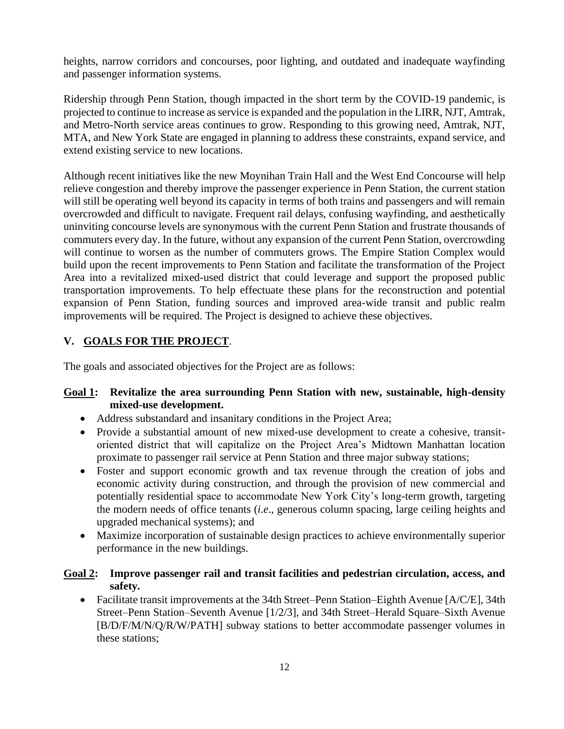heights, narrow corridors and concourses, poor lighting, and outdated and inadequate wayfinding and passenger information systems.

Ridership through Penn Station, though impacted in the short term by the COVID-19 pandemic, is projected to continue to increase as service is expanded and the population in the LIRR, NJT, Amtrak, and Metro-North service areas continues to grow. Responding to this growing need, Amtrak, NJT, MTA, and New York State are engaged in planning to address these constraints, expand service, and extend existing service to new locations.

Although recent initiatives like the new Moynihan Train Hall and the West End Concourse will help relieve congestion and thereby improve the passenger experience in Penn Station, the current station will still be operating well beyond its capacity in terms of both trains and passengers and will remain overcrowded and difficult to navigate. Frequent rail delays, confusing wayfinding, and aesthetically uninviting concourse levels are synonymous with the current Penn Station and frustrate thousands of commuters every day. In the future, without any expansion of the current Penn Station, overcrowding will continue to worsen as the number of commuters grows. The Empire Station Complex would build upon the recent improvements to Penn Station and facilitate the transformation of the Project Area into a revitalized mixed-used district that could leverage and support the proposed public transportation improvements. To help effectuate these plans for the reconstruction and potential expansion of Penn Station, funding sources and improved area-wide transit and public realm improvements will be required. The Project is designed to achieve these objectives.

## V. GOALS FOR THE PROJECT.

The goals and associated objectives for the Project are as follows:

**Goal 1: Revitalize the area surrounding Penn Station with new, sustainable, high-density mixed-use development.**

- Address substandard and insanitary conditions in the Project Area;
- Provide a substantial amount of new mixed-use development to create a cohesive, transit-oriented district that will capitalize on the Project Area's Midtown Manhattan location proximate to passenger rail service at Penn Station and three major subway stations;
- Foster and support economic growth and tax revenue through the creation of jobs and economic activity during construction, and through the provision of new commercial and potentially residential space to accommodate New York City's long-term growth, targeting the modern needs of office tenants (*i.e*., generous column spacing, large ceiling heights and upgraded mechanical systems); and
- Maximize incorporation of sustainable design practices to achieve environmentally superior performance in the new buildings.

**Goal 2: Improve passenger rail and transit facilities and pedestrian circulation, access, and safety.**

- Facilitate transit improvements at the 34th Street–Penn Station–Eighth Avenue [A/C/E], 34th Street–Penn Station–Seventh Avenue [1/2/3], and 34th Street–Herald Square–Sixth Avenue [B/D/F/M/N/Q/R/W/PATH] subway stations to better accommodate passenger volumes in these stations;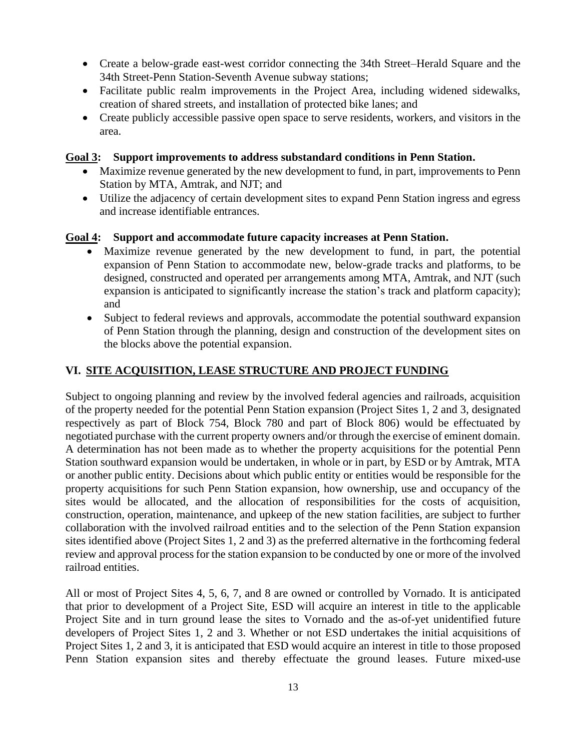- Create a below-grade east-west corridor connecting the 34th Street–Herald Square and the 34th Street-Penn Station-Seventh Avenue subway stations;
- Facilitate public realm improvements in the Project Area, including widened sidewalks, creation of shared streets, and installation of protected bike lanes; and
- Create publicly accessible passive open space to serve residents, workers, and visitors in the area.

**Goal 3: Support improvements to address substandard conditions in Penn Station.**

- Maximize revenue generated by the new development to fund, in part, improvements to Penn Station by MTA, Amtrak, and NJT; and
- Utilize the adjacency of certain development sites to expand Penn Station ingress and egress and increase identifiable entrances.

**Goal 4: Support and accommodate future capacity increases at Penn Station.**

- Maximize revenue generated by the new development to fund, in part, the potential expansion of Penn Station to accommodate new, below-grade tracks and platforms, to be designed, constructed and operated per arrangements among MTA, Amtrak, and NJT (such expansion is anticipated to significantly increase the station's track and platform capacity); and
- Subject to federal reviews and approvals, accommodate the potential southward expansion of Penn Station through the planning, design and construction of the development sites on the blocks above the potential expansion.

## VI. SITE ACQUISITION, LEASE STRUCTURE AND PROJECT FUNDING

Subject to ongoing planning and review by the involved federal agencies and railroads, acquisition of the property needed for the potential Penn Station expansion (Project Sites 1, 2 and 3, designated respectively as part of Block 754, Block 780 and part of Block 806) would be effectuated by negotiated purchase with the current property owners and/or through the exercise of eminent domain. A determination has not been made as to whether the property acquisitions for the potential Penn Station southward expansion would be undertaken, in whole or in part, by ESD or by Amtrak, MTA or another public entity. Decisions about which public entity or entities would be responsible for the property acquisitions for such Penn Station expansion, how ownership, use and occupancy of the sites would be allocated, and the allocation of responsibilities for the costs of acquisition, construction, operation, maintenance, and upkeep of the new station facilities, are subject to further collaboration with the involved railroad entities and to the selection of the Penn Station expansion sites identified above (Project Sites 1, 2 and 3) as the preferred alternative in the forthcoming federal review and approval process for the station expansion to be conducted by one or more of the involved railroad entities.

All or most of Project Sites 4, 5, 6, 7, and 8 are owned or controlled by Vornado. It is anticipated that prior to development of a Project Site, ESD will acquire an interest in title to the applicable Project Site and in turn ground lease the sites to Vornado and the as-of-yet unidentified future developers of Project Sites 1, 2 and 3. Whether or not ESD undertakes the initial acquisitions of Project Sites 1, 2 and 3, it is anticipated that ESD would acquire an interest in title to those proposed Penn Station expansion sites and thereby effectuate the ground leases. Future mixed-use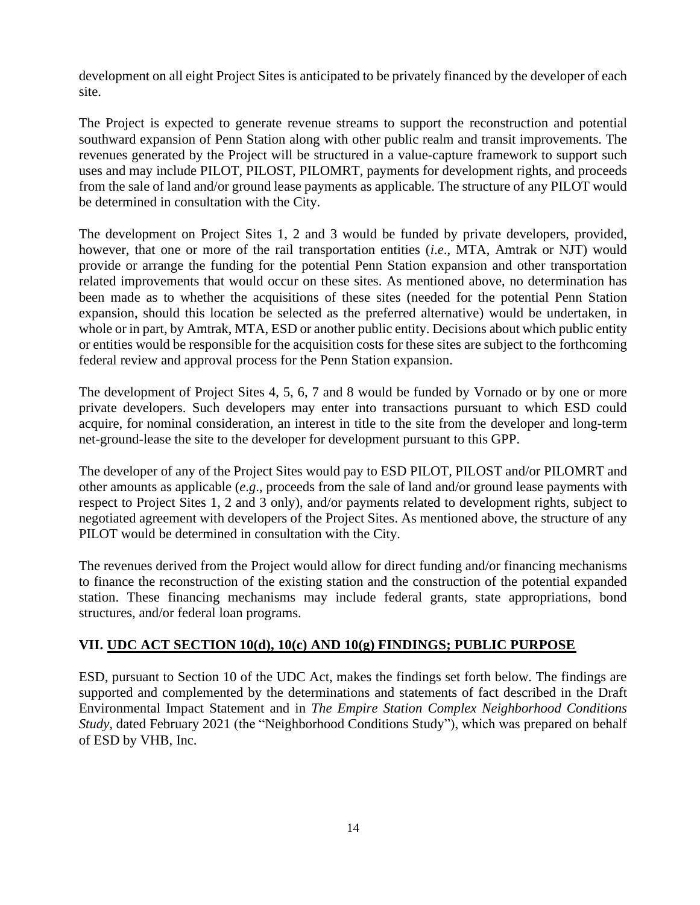development on all eight Project Sites is anticipated to be privately financed by the developer of each site.

The Project is expected to generate revenue streams to support the reconstruction and potential southward expansion of Penn Station along with other public realm and transit improvements. The revenues generated by the Project will be structured in a value-capture framework to support such uses and may include PILOT, PILOST, PILOMRT, payments for development rights, and proceeds from the sale of land and/or ground lease payments as applicable. The structure of any PILOT would be determined in consultation with the City.

The development on Project Sites 1, 2 and 3 would be funded by private developers, provided, however, that one or more of the rail transportation entities (*i.e*., MTA, Amtrak or NJT) would provide or arrange the funding for the potential Penn Station expansion and other transportation related improvements that would occur on these sites. As mentioned above, no determination has been made as to whether the acquisitions of these sites (needed for the potential Penn Station expansion, should this location be selected as the preferred alternative) would be undertaken, in whole or in part, by Amtrak, MTA, ESD or another public entity. Decisions about which public entity or entities would be responsible for the acquisition costs for these sites are subject to the forthcoming federal review and approval process for the Penn Station expansion.

The development of Project Sites 4, 5, 6, 7 and 8 would be funded by Vornado or by one or more private developers. Such developers may enter into transactions pursuant to which ESD could acquire, for nominal consideration, an interest in title to the site from the developer and long-term net-ground-lease the site to the developer for development pursuant to this GPP.

The developer of any of the Project Sites would pay to ESD PILOT, PILOST and/or PILOMRT and other amounts as applicable (*e.g*., proceeds from the sale of land and/or ground lease payments with respect to Project Sites 1, 2 and 3 only), and/or payments related to development rights, subject to negotiated agreement with developers of the Project Sites. As mentioned above, the structure of any PILOT would be determined in consultation with the City.

The revenues derived from the Project would allow for direct funding and/or financing mechanisms to finance the reconstruction of the existing station and the construction of the potential expanded station. These financing mechanisms may include federal grants, state appropriations, bond structures, and/or federal loan programs.

## VII. UDC ACT SECTION 10(d), 10(c) AND 10(g) FINDINGS; PUBLIC PURPOSE

ESD, pursuant to Section 10 of the UDC Act, makes the findings set forth below. The findings are supported and complemented by the determinations and statements of fact described in the Draft Environmental Impact Statement and in *The Empire Station Complex Neighborhood Conditions Study*, dated February 2021 (the "Neighborhood Conditions Study"), which was prepared on behalf of ESD by VHB, Inc.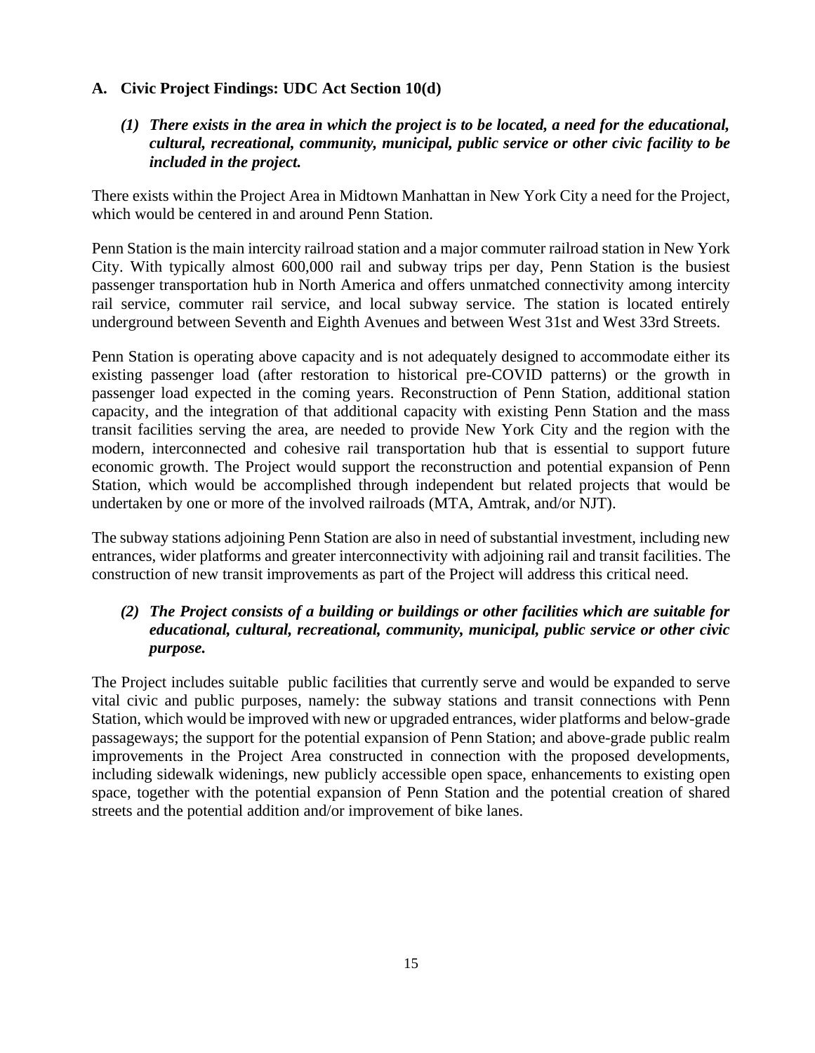## A. Civic Project Findings: UDC Act Section 10(d)

### *(1) There exists in the area in which the project is to be located, a need for the educational, cultural, recreational, community, municipal, public service or other civic facility to be included in the project.*

There exists within the Project Area in Midtown Manhattan in New York City a need for the Project, which would be centered in and around Penn Station.

Penn Station is the main intercity railroad station and a major commuter railroad station in New York City. With typically almost 600,000 rail and subway trips per day, Penn Station is the busiest passenger transportation hub in North America and offers unmatched connectivity among intercity rail service, commuter rail service, and local subway service. The station is located entirely underground between Seventh and Eighth Avenues and between West 31st and West 33rd Streets.

Penn Station is operating above capacity and is not adequately designed to accommodate either its existing passenger load (after restoration to historical pre-COVID patterns) or the growth in passenger load expected in the coming years. Reconstruction of Penn Station, additional station capacity, and the integration of that additional capacity with existing Penn Station and the mass transit facilities serving the area, are needed to provide New York City and the region with the modern, interconnected and cohesive rail transportation hub that is essential to support future economic growth. The Project would support the reconstruction and potential expansion of Penn Station, which would be accomplished through independent but related projects that would be undertaken by one or more of the involved railroads (MTA, Amtrak, and/or NJT).

The subway stations adjoining Penn Station are also in need of substantial investment, including new entrances, wider platforms and greater interconnectivity with adjoining rail and transit facilities. The construction of new transit improvements as part of the Project will address this critical need.

### *(2) The Project consists of a building or buildings or other facilities which are suitable for educational, cultural, recreational, community, municipal, public service or other civic purpose.*

The Project includes suitable public facilities that currently serve and would be expanded to serve vital civic and public purposes, namely: the subway stations and transit connections with Penn Station, which would be improved with new or upgraded entrances, wider platforms and below-grade passageways; the support for the potential expansion of Penn Station; and above-grade public realm improvements in the Project Area constructed in connection with the proposed developments, including sidewalk widenings, new publicly accessible open space, enhancements to existing open space, together with the potential expansion of Penn Station and the potential creation of shared streets and the potential addition and/or improvement of bike lanes.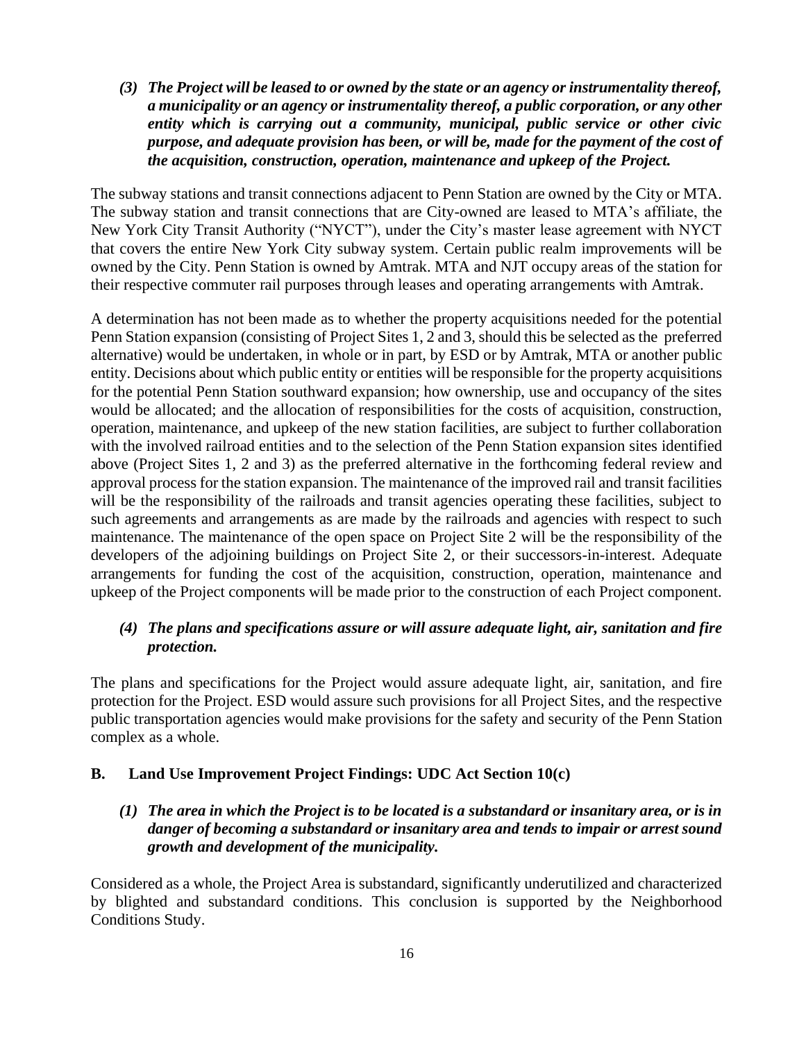*(3) The Project will be leased to or owned by the state or an agency or instrumentality thereof, a municipality or an agency or instrumentality thereof, a public corporation, or any other entity which is carrying out a community, municipal, public service or other civic purpose, and adequate provision has been, or will be, made for the payment of the cost of the acquisition, construction, operation, maintenance and upkeep of the Project.*

The subway stations and transit connections adjacent to Penn Station are owned by the City or MTA. The subway station and transit connections that are City-owned are leased to MTA's affiliate, the New York City Transit Authority ("NYCT"), under the City's master lease agreement with NYCT that covers the entire New York City subway system. Certain public realm improvements will be owned by the City. Penn Station is owned by Amtrak. MTA and NJT occupy areas of the station for their respective commuter rail purposes through leases and operating arrangements with Amtrak.

A determination has not been made as to whether the property acquisitions needed for the potential Penn Station expansion (consisting of Project Sites 1, 2 and 3, should this be selected as the preferred alternative) would be undertaken, in whole or in part, by ESD or by Amtrak, MTA or another public entity. Decisions about which public entity or entities will be responsible for the property acquisitions for the potential Penn Station southward expansion; how ownership, use and occupancy of the sites would be allocated; and the allocation of responsibilities for the costs of acquisition, construction, operation, maintenance, and upkeep of the new station facilities, are subject to further collaboration with the involved railroad entities and to the selection of the Penn Station expansion sites identified above (Project Sites 1, 2 and 3) as the preferred alternative in the forthcoming federal review and approval process for the station expansion. The maintenance of the improved rail and transit facilities will be the responsibility of the railroads and transit agencies operating these facilities, subject to such agreements and arrangements as are made by the railroads and agencies with respect to such maintenance. The maintenance of the open space on Project Site 2 will be the responsibility of the developers of the adjoining buildings on Project Site 2, or their successors-in-interest. Adequate arrangements for funding the cost of the acquisition, construction, operation, maintenance and upkeep of the Project components will be made prior to the construction of each Project component.

*(4) The plans and specifications assure or will assure adequate light, air, sanitation and fire protection.*

The plans and specifications for the Project would assure adequate light, air, sanitation, and fire protection for the Project. ESD would assure such provisions for all Project Sites, and the respective public transportation agencies would make provisions for the safety and security of the Penn Station complex as a whole.

## B. Land Use Improvement Project Findings: UDC Act Section 10(c)

*(1) The area in which the Project is to be located is a substandard or insanitary area, or is in danger of becoming a substandard or insanitary area and tends to impair or arrest sound growth and development of the municipality.*

Considered as a whole, the Project Area is substandard, significantly underutilized and characterized by blighted and substandard conditions. This conclusion is supported by the Neighborhood Conditions Study.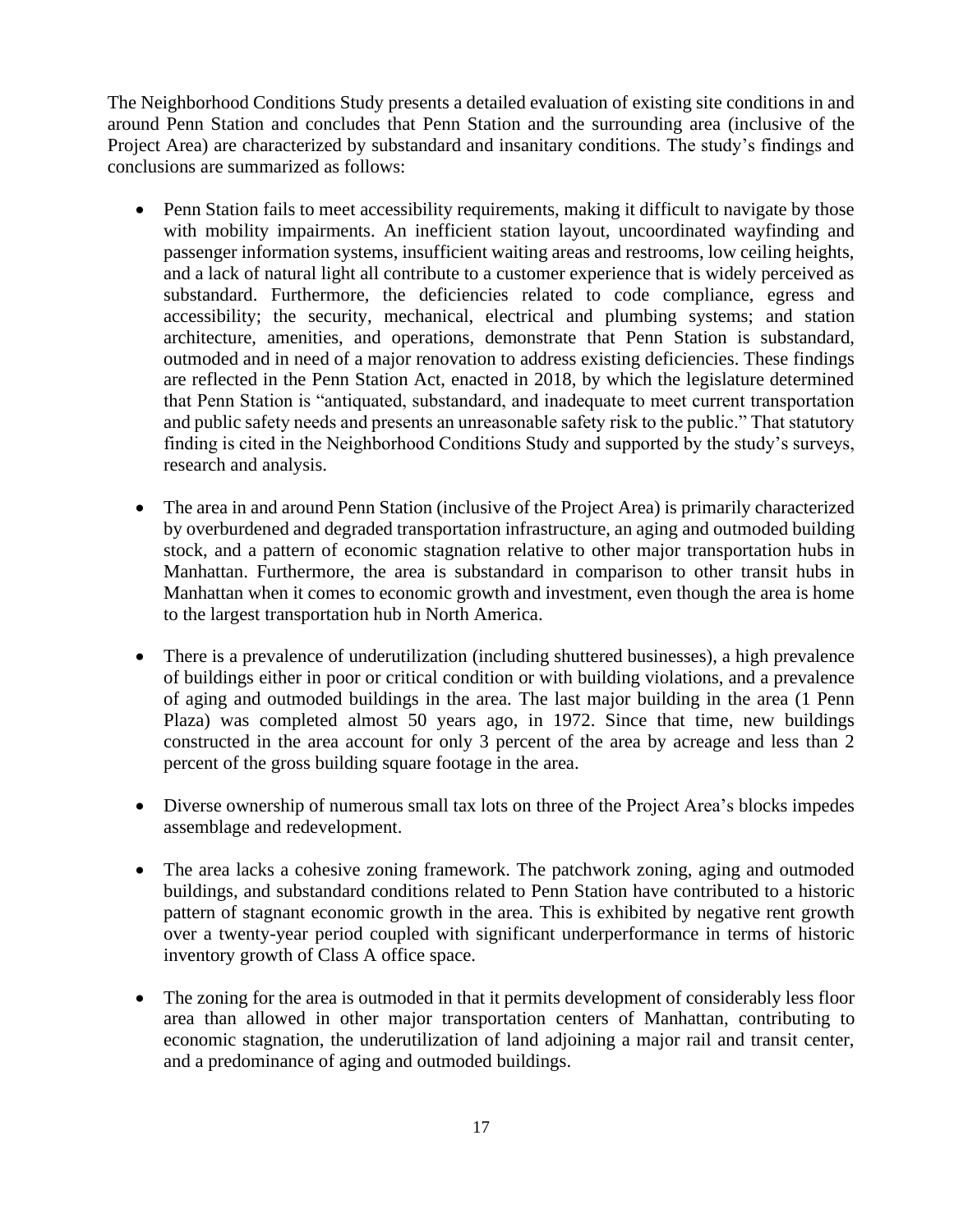The Neighborhood Conditions Study presents a detailed evaluation of existing site conditions in and around Penn Station and concludes that Penn Station and the surrounding area (inclusive of the Project Area) are characterized by substandard and insanitary conditions. The study's findings and conclusions are summarized as follows:

- Penn Station fails to meet accessibility requirements, making it difficult to navigate by those with mobility impairments. An inefficient station layout, uncoordinated wayfinding and passenger information systems, insufficient waiting areas and restrooms, low ceiling heights, and a lack of natural light all contribute to a customer experience that is widely perceived as substandard. Furthermore, the deficiencies related to code compliance, egress and accessibility; the security, mechanical, electrical and plumbing systems; and station architecture, amenities, and operations, demonstrate that Penn Station is substandard, outmoded and in need of a major renovation to address existing deficiencies. These findings are reflected in the Penn Station Act, enacted in 2018, by which the legislature determined that Penn Station is "antiquated, substandard, and inadequate to meet current transportation and public safety needs and presents an unreasonable safety risk to the public." That statutory finding is cited in the Neighborhood Conditions Study and supported by the study's surveys, research and analysis.

- The area in and around Penn Station (inclusive of the Project Area) is primarily characterized by overburdened and degraded transportation infrastructure, an aging and outmoded building stock, and a pattern of economic stagnation relative to other major transportation hubs in Manhattan. Furthermore, the area is substandard in comparison to other transit hubs in Manhattan when it comes to economic growth and investment, even though the area is home to the largest transportation hub in North America.

- There is a prevalence of underutilization (including shuttered businesses), a high prevalence of buildings either in poor or critical condition or with building violations, and a prevalence of aging and outmoded buildings in the area. The last major building in the area (1 Penn Plaza) was completed almost 50 years ago, in 1972. Since that time, new buildings constructed in the area account for only 3 percent of the area by acreage and less than 2 percent of the gross building square footage in the area.

- Diverse ownership of numerous small tax lots on three of the Project Area's blocks impedes assemblage and redevelopment.

- The area lacks a cohesive zoning framework. The patchwork zoning, aging and outmoded buildings, and substandard conditions related to Penn Station have contributed to a historic pattern of stagnant economic growth in the area. This is exhibited by negative rent growth over a twenty-year period coupled with significant underperformance in terms of historic inventory growth of Class A office space.

- The zoning for the area is outmoded in that it permits development of considerably less floor area than allowed in other major transportation centers of Manhattan, contributing to economic stagnation, the underutilization of land adjoining a major rail and transit center, and a predominance of aging and outmoded buildings.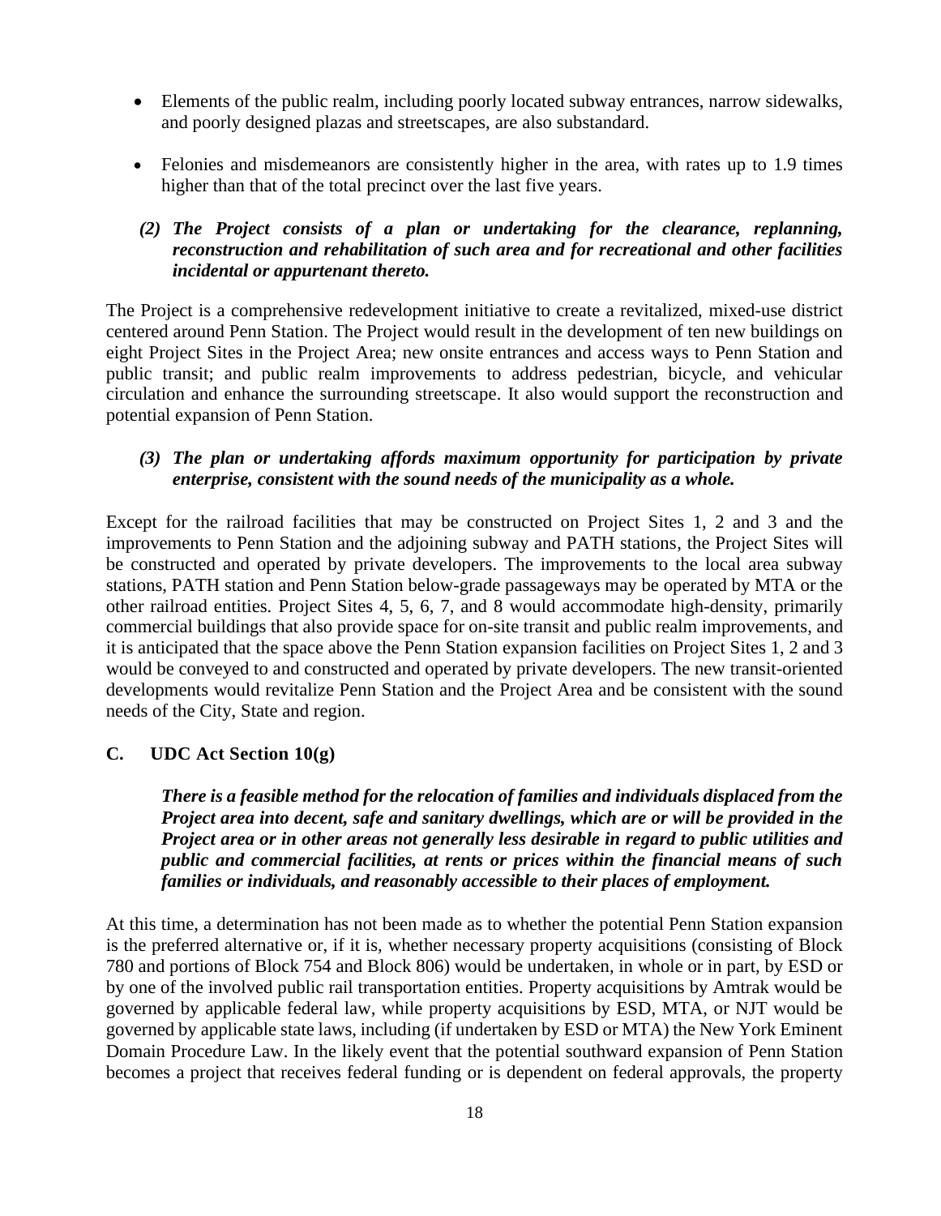- Elements of the public realm, including poorly located subway entrances, narrow sidewalks, and poorly designed plazas and streetscapes, are also substandard.
- Felonies and misdemeanors are consistently higher in the area, with rates up to 1.9 times higher than that of the total precinct over the last five years.

***(2) The Project consists of a plan or undertaking for the clearance, replanning, reconstruction and rehabilitation of such area and for recreational and other facilities incidental or appurtenant thereto.***

The Project is a comprehensive redevelopment initiative to create a revitalized, mixed-use district centered around Penn Station. The Project would result in the development of ten new buildings on eight Project Sites in the Project Area; new onsite entrances and access ways to Penn Station and public transit; and public realm improvements to address pedestrian, bicycle, and vehicular circulation and enhance the surrounding streetscape. It also would support the reconstruction and potential expansion of Penn Station.

***(3) The plan or undertaking affords maximum opportunity for participation by private enterprise, consistent with the sound needs of the municipality as a whole.***

Except for the railroad facilities that may be constructed on Project Sites 1, 2 and 3 and the improvements to Penn Station and the adjoining subway and PATH stations, the Project Sites will be constructed and operated by private developers. The improvements to the local area subway stations, PATH station and Penn Station below-grade passageways may be operated by MTA or the other railroad entities. Project Sites 4, 5, 6, 7, and 8 would accommodate high-density, primarily commercial buildings that also provide space for on-site transit and public realm improvements, and it is anticipated that the space above the Penn Station expansion facilities on Project Sites 1, 2 and 3 would be conveyed to and constructed and operated by private developers. The new transit-oriented developments would revitalize Penn Station and the Project Area and be consistent with the sound needs of the City, State and region.

### C. UDC Act Section 10(g)

***There is a feasible method for the relocation of families and individuals displaced from the Project area into decent, safe and sanitary dwellings, which are or will be provided in the Project area or in other areas not generally less desirable in regard to public utilities and public and commercial facilities, at rents or prices within the financial means of such families or individuals, and reasonably accessible to their places of employment.***

At this time, a determination has not been made as to whether the potential Penn Station expansion is the preferred alternative or, if it is, whether necessary property acquisitions (consisting of Block 780 and portions of Block 754 and Block 806) would be undertaken, in whole or in part, by ESD or by one of the involved public rail transportation entities. Property acquisitions by Amtrak would be governed by applicable federal law, while property acquisitions by ESD, MTA, or NJT would be governed by applicable state laws, including (if undertaken by ESD or MTA) the New York Eminent Domain Procedure Law. In the likely event that the potential southward expansion of Penn Station becomes a project that receives federal funding or is dependent on federal approvals, the property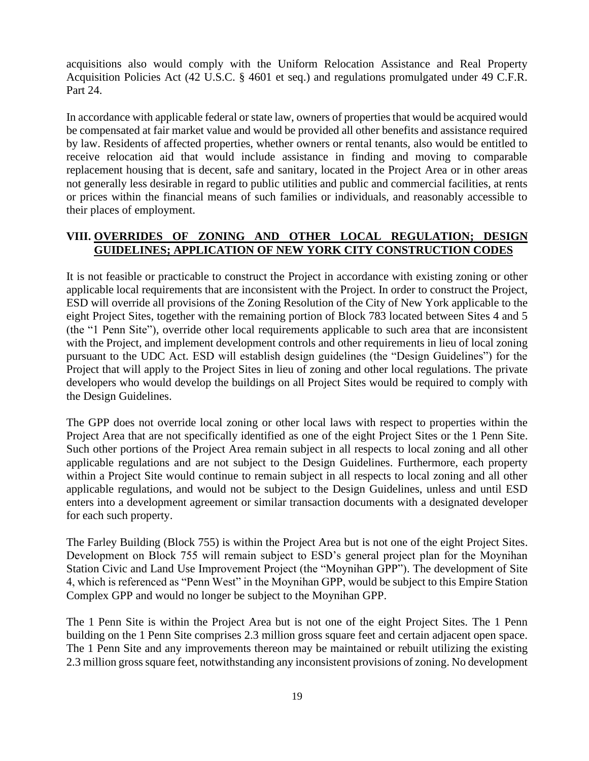acquisitions also would comply with the Uniform Relocation Assistance and Real Property Acquisition Policies Act (42 U.S.C. § 4601 et seq.) and regulations promulgated under 49 C.F.R. Part 24.

In accordance with applicable federal or state law, owners of properties that would be acquired would be compensated at fair market value and would be provided all other benefits and assistance required by law. Residents of affected properties, whether owners or rental tenants, also would be entitled to receive relocation aid that would include assistance in finding and moving to comparable replacement housing that is decent, safe and sanitary, located in the Project Area or in other areas not generally less desirable in regard to public utilities and public and commercial facilities, at rents or prices within the financial means of such families or individuals, and reasonably accessible to their places of employment.

## VIII. OVERRIDES OF ZONING AND OTHER LOCAL REGULATION; DESIGN GUIDELINES; APPLICATION OF NEW YORK CITY CONSTRUCTION CODES

It is not feasible or practicable to construct the Project in accordance with existing zoning or other applicable local requirements that are inconsistent with the Project. In order to construct the Project, ESD will override all provisions of the Zoning Resolution of the City of New York applicable to the eight Project Sites, together with the remaining portion of Block 783 located between Sites 4 and 5 (the "1 Penn Site"), override other local requirements applicable to such area that are inconsistent with the Project, and implement development controls and other requirements in lieu of local zoning pursuant to the UDC Act. ESD will establish design guidelines (the "Design Guidelines") for the Project that will apply to the Project Sites in lieu of zoning and other local regulations. The private developers who would develop the buildings on all Project Sites would be required to comply with the Design Guidelines.

The GPP does not override local zoning or other local laws with respect to properties within the Project Area that are not specifically identified as one of the eight Project Sites or the 1 Penn Site. Such other portions of the Project Area remain subject in all respects to local zoning and all other applicable regulations and are not subject to the Design Guidelines. Furthermore, each property within a Project Site would continue to remain subject in all respects to local zoning and all other applicable regulations, and would not be subject to the Design Guidelines, unless and until ESD enters into a development agreement or similar transaction documents with a designated developer for each such property.

The Farley Building (Block 755) is within the Project Area but is not one of the eight Project Sites. Development on Block 755 will remain subject to ESD's general project plan for the Moynihan Station Civic and Land Use Improvement Project (the "Moynihan GPP"). The development of Site 4, which is referenced as "Penn West" in the Moynihan GPP, would be subject to this Empire Station Complex GPP and would no longer be subject to the Moynihan GPP.

The 1 Penn Site is within the Project Area but is not one of the eight Project Sites. The 1 Penn building on the 1 Penn Site comprises 2.3 million gross square feet and certain adjacent open space. The 1 Penn Site and any improvements thereon may be maintained or rebuilt utilizing the existing 2.3 million gross square feet, notwithstanding any inconsistent provisions of zoning. No development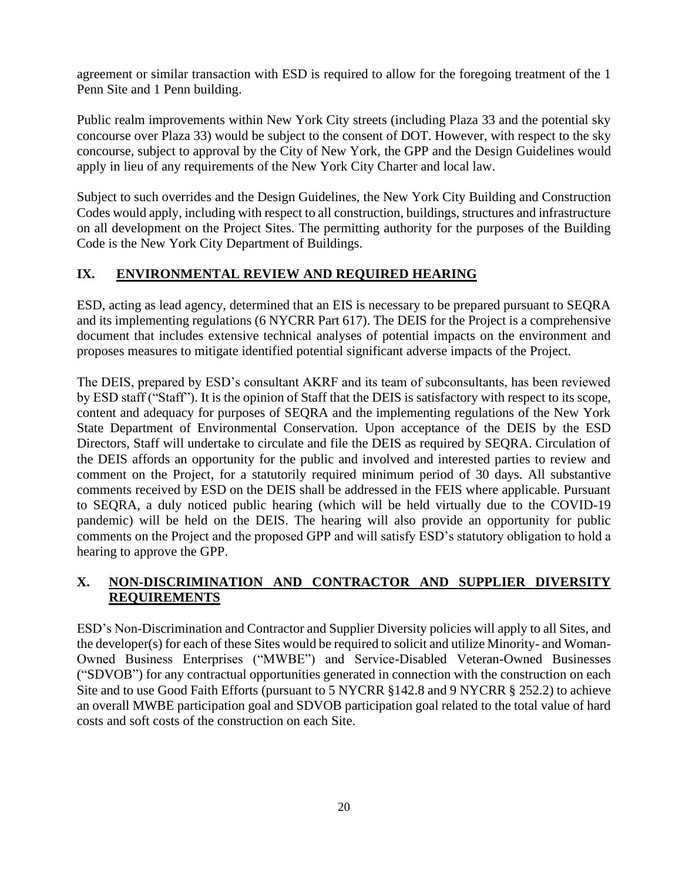agreement or similar transaction with ESD is required to allow for the foregoing treatment of the 1 Penn Site and 1 Penn building.

Public realm improvements within New York City streets (including Plaza 33 and the potential sky concourse over Plaza 33) would be subject to the consent of DOT. However, with respect to the sky concourse, subject to approval by the City of New York, the GPP and the Design Guidelines would apply in lieu of any requirements of the New York City Charter and local law.

Subject to such overrides and the Design Guidelines, the New York City Building and Construction Codes would apply, including with respect to all construction, buildings, structures and infrastructure on all development on the Project Sites. The permitting authority for the purposes of the Building Code is the New York City Department of Buildings.

## IX. ENVIRONMENTAL REVIEW AND REQUIRED HEARING

ESD, acting as lead agency, determined that an EIS is necessary to be prepared pursuant to SEQRA and its implementing regulations (6 NYCRR Part 617). The DEIS for the Project is a comprehensive document that includes extensive technical analyses of potential impacts on the environment and proposes measures to mitigate identified potential significant adverse impacts of the Project.

The DEIS, prepared by ESD's consultant AKRF and its team of subconsultants, has been reviewed by ESD staff ("Staff"). It is the opinion of Staff that the DEIS is satisfactory with respect to its scope, content and adequacy for purposes of SEQRA and the implementing regulations of the New York State Department of Environmental Conservation. Upon acceptance of the DEIS by the ESD Directors, Staff will undertake to circulate and file the DEIS as required by SEQRA. Circulation of the DEIS affords an opportunity for the public and involved and interested parties to review and comment on the Project, for a statutorily required minimum period of 30 days. All substantive comments received by ESD on the DEIS shall be addressed in the FEIS where applicable. Pursuant to SEQRA, a duly noticed public hearing (which will be held virtually due to the COVID-19 pandemic) will be held on the DEIS. The hearing will also provide an opportunity for public comments on the Project and the proposed GPP and will satisfy ESD's statutory obligation to hold a hearing to approve the GPP.

## X. NON-DISCRIMINATION AND CONTRACTOR AND SUPPLIER DIVERSITY REQUIREMENTS

ESD's Non-Discrimination and Contractor and Supplier Diversity policies will apply to all Sites, and the developer(s) for each of these Sites would be required to solicit and utilize Minority- and Woman-Owned Business Enterprises ("MWBE") and Service-Disabled Veteran-Owned Businesses ("SDVOB") for any contractual opportunities generated in connection with the construction on each Site and to use Good Faith Efforts (pursuant to 5 NYCRR §142.8 and 9 NYCRR § 252.2) to achieve an overall MWBE participation goal and SDVOB participation goal related to the total value of hard costs and soft costs of the construction on each Site.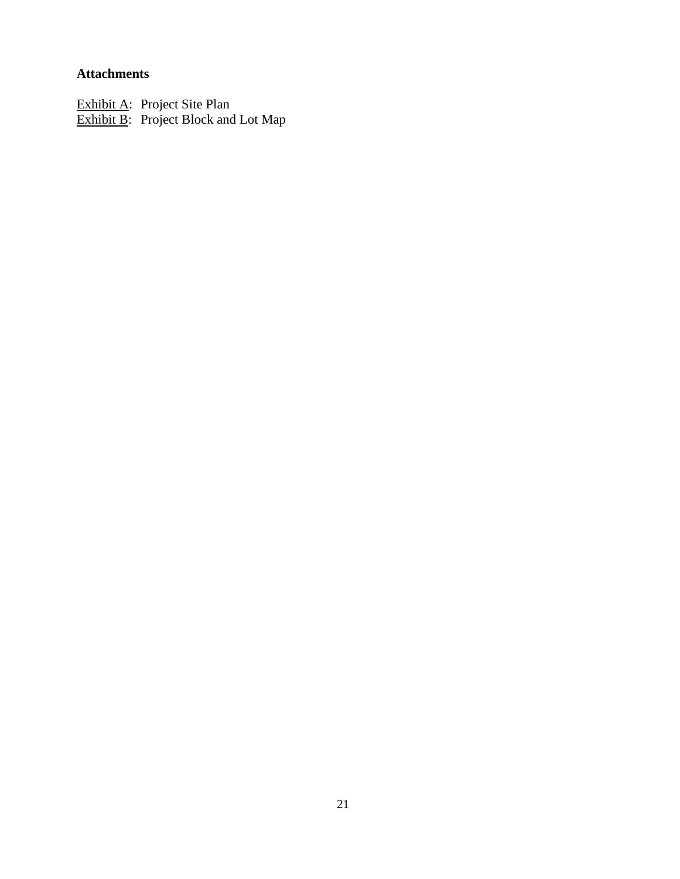**Attachments**

<u>Exhibit A</u>: Project Site Plan
<u>Exhibit B</u>: Project Block and Lot Map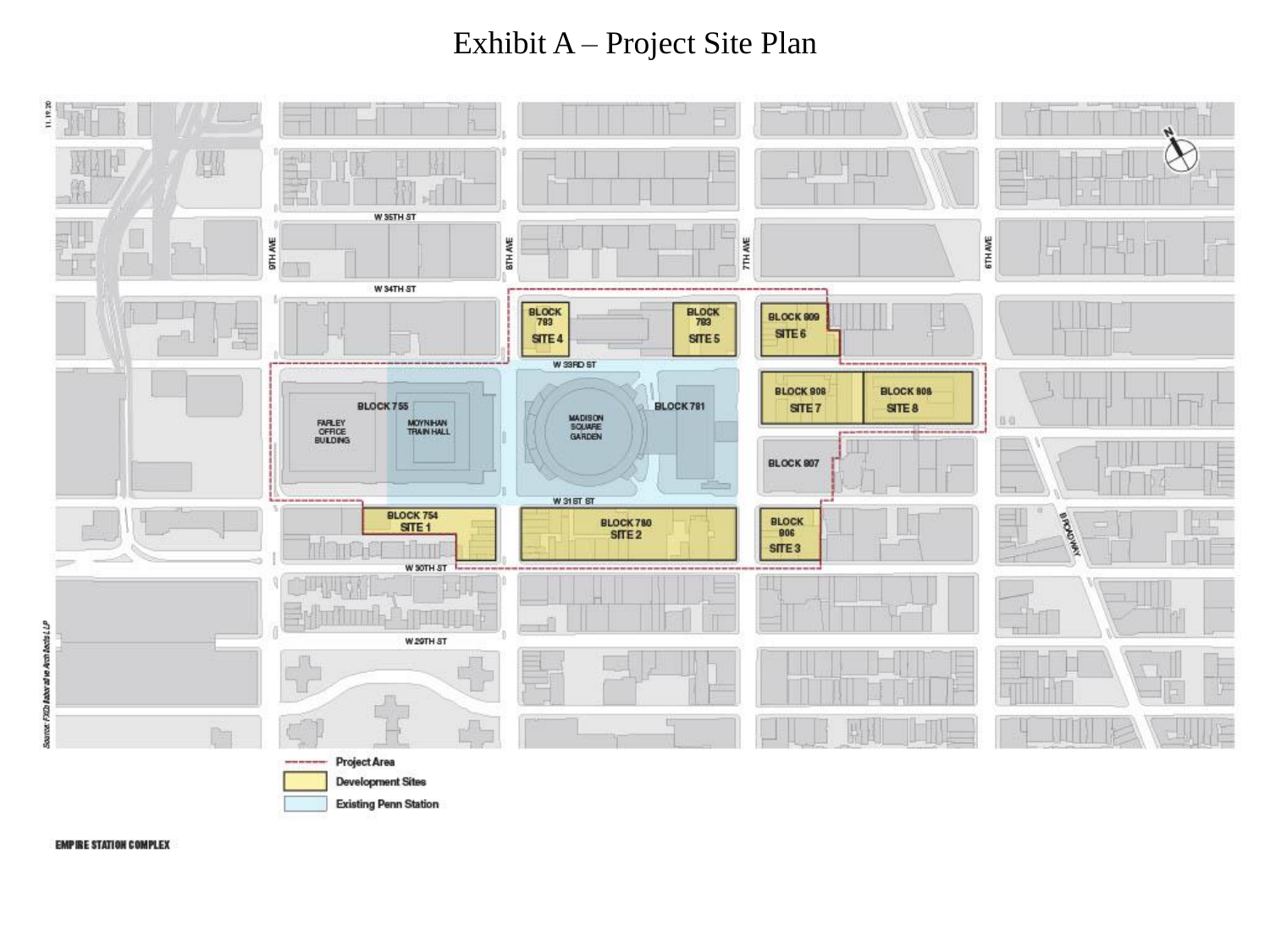# Exhibit A – Project Site Plan

11.19.20

W 35TH ST

W 34TH ST

9TH AVE

8TH AVE

7TH AVE

6TH AVE

BLOCK 783 SITE 4

BLOCK 783 SITE 5

BLOCK 809 SITE 6

W 33RD ST

BLOCK 755

FARLEY OFFICE BUILDING

MOYNIHAN TRAIN HALL

MADISON SQUARE GARDEN

BLOCK 781

BLOCK 808 SITE 7

BLOCK 808 SITE 8

BLOCK 807

W 31ST ST

BLOCK 754 SITE 1

BLOCK 780 SITE 2

BLOCK 806 SITE 3

BROADWAY

W 30TH ST

W 29TH ST

Source: FXCollaborative Architects LLP

Project Area

Development Sites

Existing Penn Station

EMPIRE STATION COMPLEX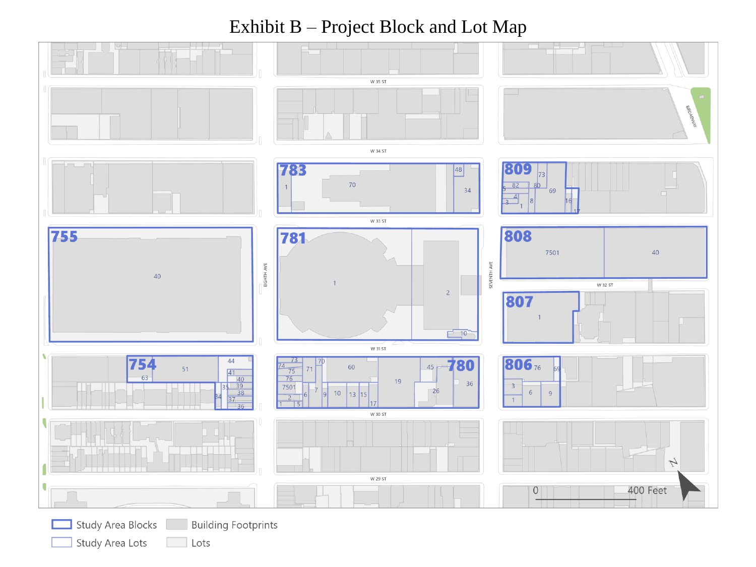# Exhibit B – Project Block and Lot Map

W 35 ST

W 34 ST

W 33 ST

W 32 ST

W 31 ST

W 30 ST

W 29 ST

EIGHTH AVE

SEVENTH AVE

BROADWAY

783

809

755

781

808

807

754

780

806

0

400 Feet

N

Study Area Blocks

Study Area Lots

Building Footprints

Lots